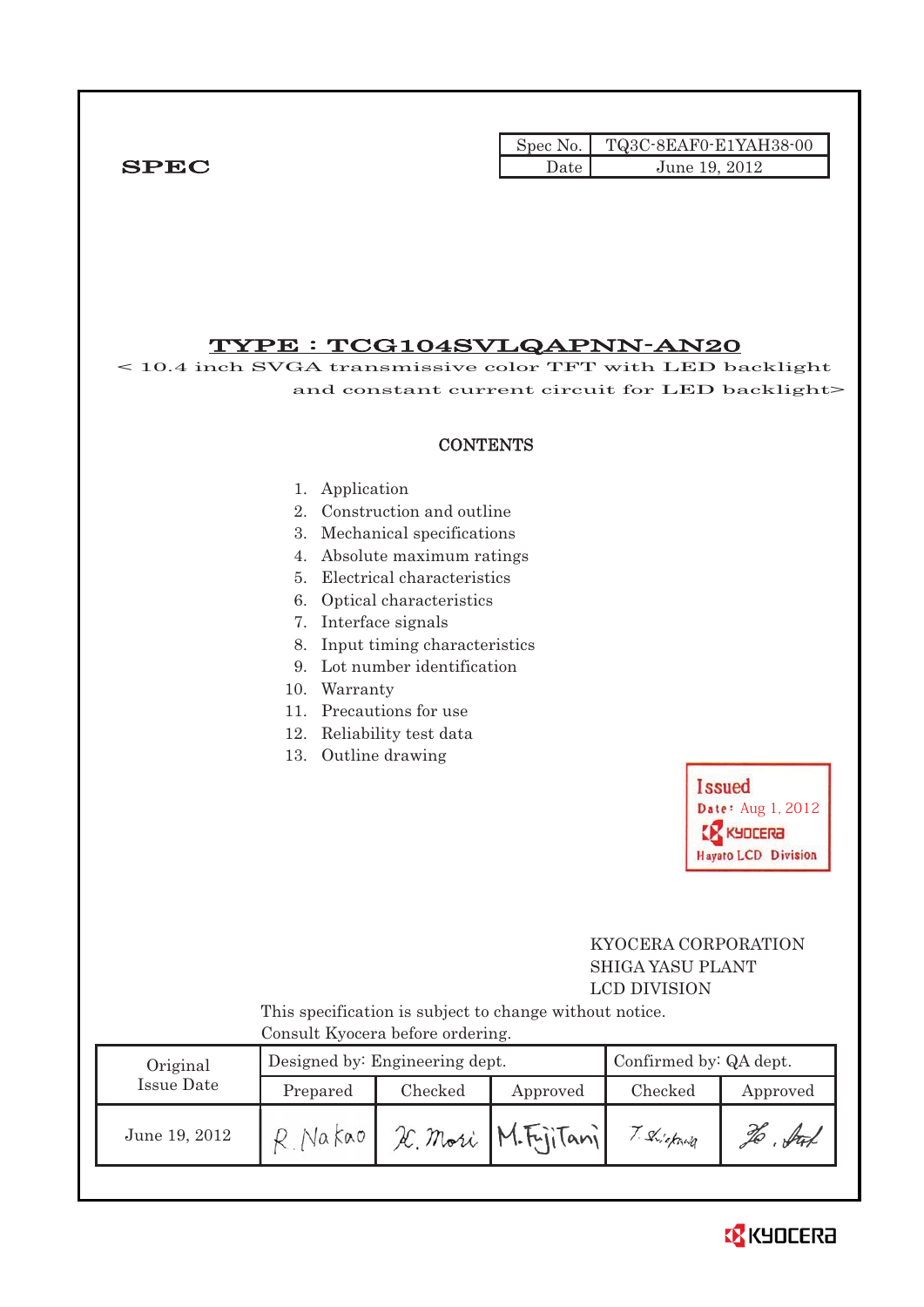SPEC

| Spec No. | TQ3C-8EAF0-E1YAH38-00 |
|---|---|
| Date | June 19, 2012 |

# TYPE : TCG104SVLQAPNN-AN20

< 10.4 inch SVGA transmissive color TFT with LED backlight and constant current circuit for LED backlight>

## CONTENTS

1. Application
2. Construction and outline
3. Mechanical specifications
4. Absolute maximum ratings
5. Electrical characteristics
6. Optical characteristics
7. Interface signals
8. Input timing characteristics
9. Lot number identification
10. Warranty
11. Precautions for use
12. Reliability test data
13. Outline drawing

Issued
Date: Aug 1, 2012
KYOCERA
Hayato LCD Division

KYOCERA CORPORATION
SHIGA YASU PLANT
LCD DIVISION

This specification is subject to change without notice.
Consult Kyocera before ordering.

| Original Issue Date | Designed by: Engineering dept. | | | Confirmed by: QA dept. | |
|---|---|---|---|---|---|
| | Prepared | Checked | Approved | Checked | Approved |
| June 19, 2012 | R. Nakao | H. Mori | M. Fujitani | T. Shiofuka | [signature] |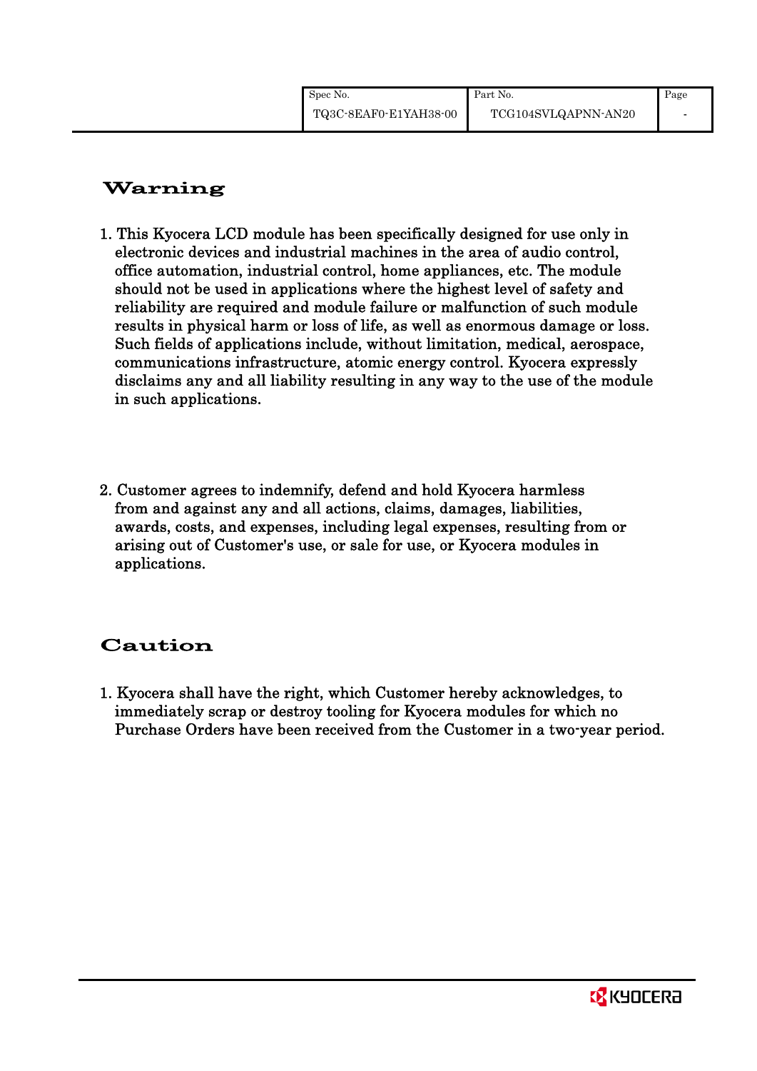## Warning

1. This Kyocera LCD module has been specifically designed for use only in electronic devices and industrial machines in the area of audio control, office automation, industrial control, home appliances, etc. The module should not be used in applications where the highest level of safety and reliability are required and module failure or malfunction of such module results in physical harm or loss of life, as well as enormous damage or loss. Such fields of applications include, without limitation, medical, aerospace, communications infrastructure, atomic energy control. Kyocera expressly disclaims any and all liability resulting in any way to the use of the module in such applications.

2. Customer agrees to indemnify, defend and hold Kyocera harmless from and against any and all actions, claims, damages, liabilities, awards, costs, and expenses, including legal expenses, resulting from or arising out of Customer's use, or sale for use, or Kyocera modules in applications.

## Caution

1. Kyocera shall have the right, which Customer hereby acknowledges, to immediately scrap or destroy tooling for Kyocera modules for which no Purchase Orders have been received from the Customer in a two-year period.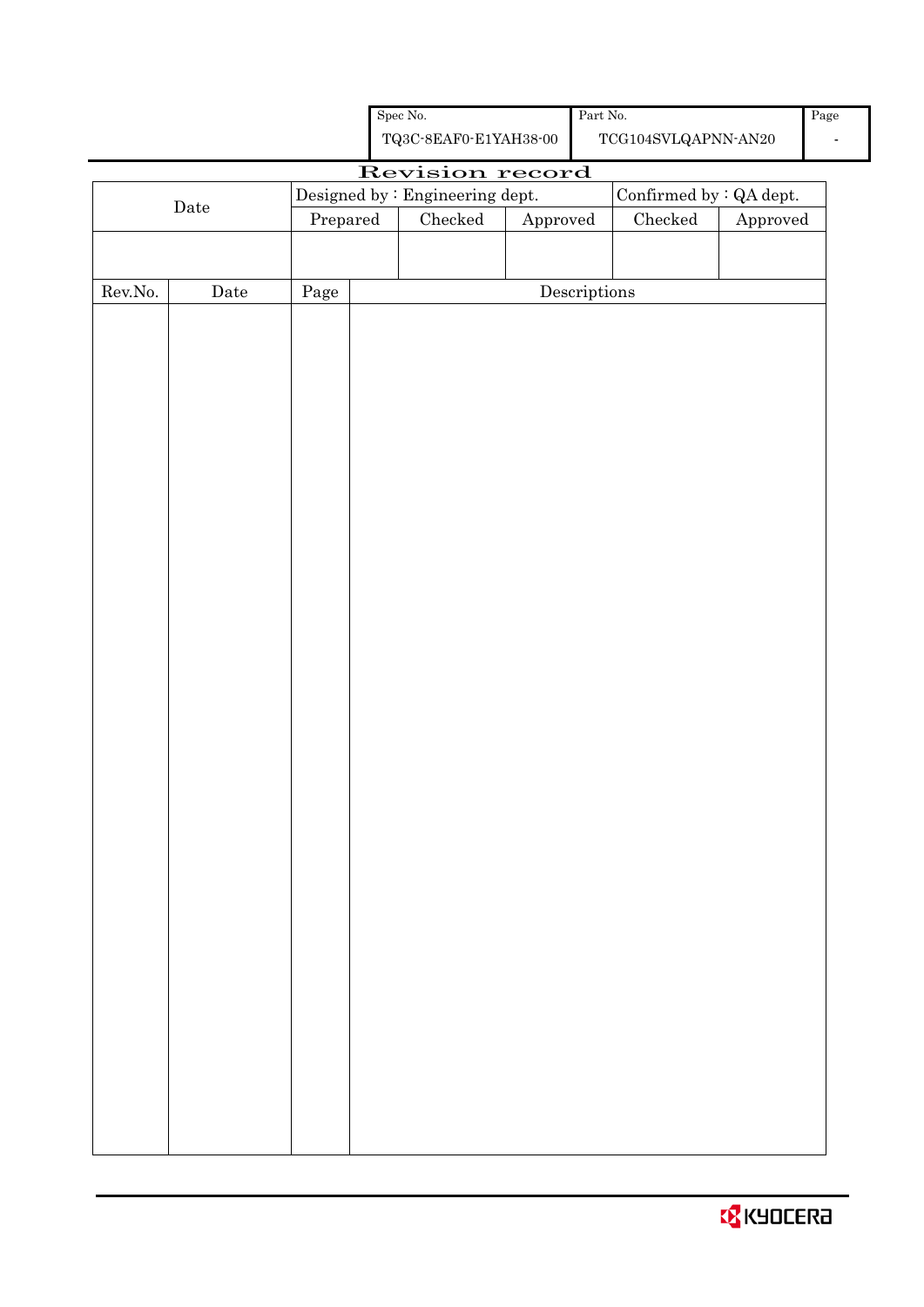| Spec No. | Part No. | Page |
| --- | --- | --- |
| TQ3C-8EAF0-E1YAH38-00 | TCG104SVLQAPNN-AN20 | - |

# Revision record

| Date | Designed by : Engineering dept. | | | Confirmed by : QA dept. | |
| --- | --- | --- | --- | --- | --- |
| | Prepared | Checked | Approved | Checked | Approved |
| | | | | | |

| Rev.No. | Date | Page | Descriptions |
| --- | --- | --- | --- |
| | | | |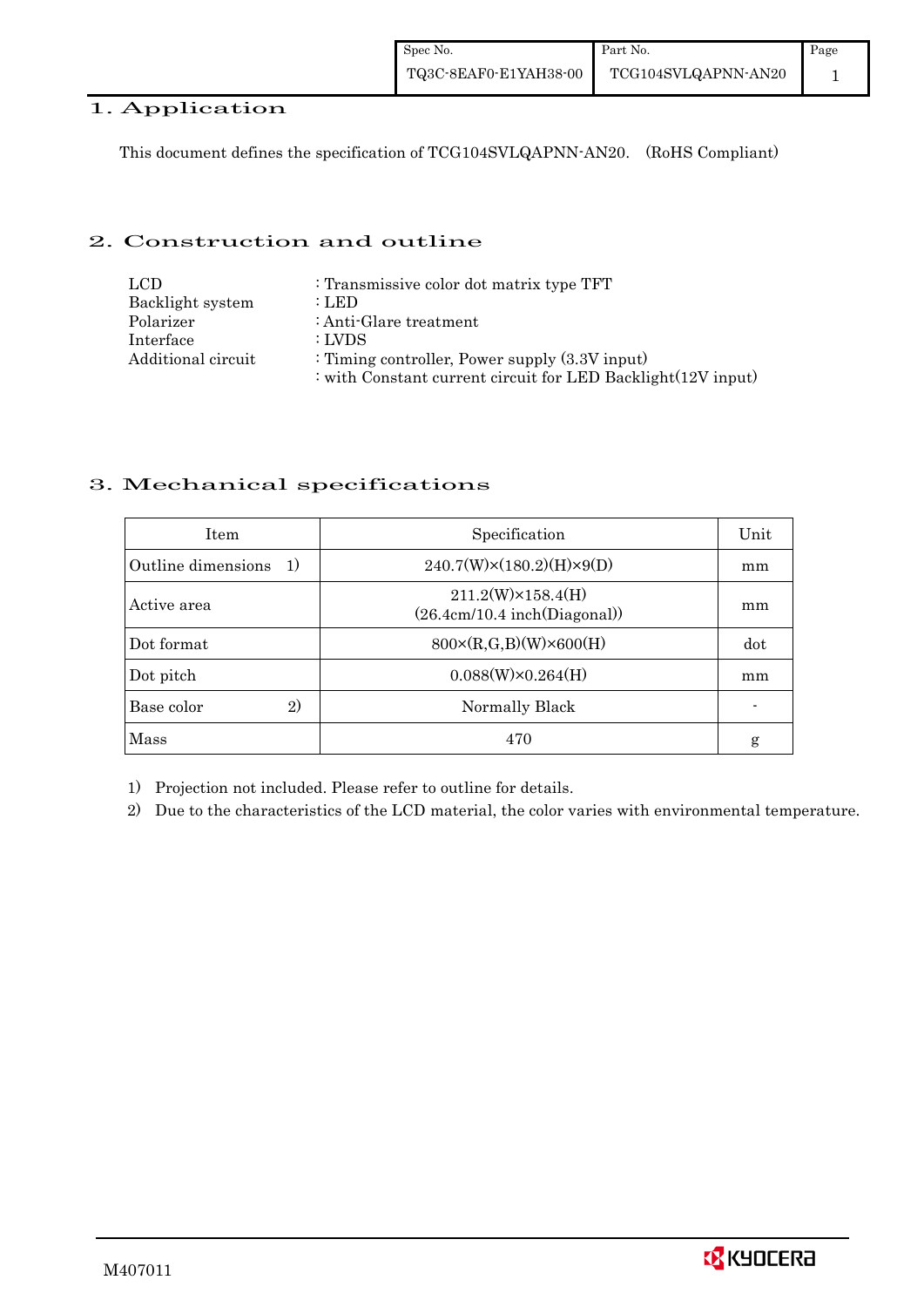# 1. Application

This document defines the specification of TCG104SVLQAPNN-AN20. (RoHS Compliant)

# 2. Construction and outline

| | |
|---|---|
| LCD | : Transmissive color dot matrix type TFT |
| Backlight system | : LED |
| Polarizer | : Anti-Glare treatment |
| Interface | : LVDS |
| Additional circuit | : Timing controller, Power supply (3.3V input) |
| | : with Constant current circuit for LED Backlight(12V input) |

# 3. Mechanical specifications

| Item | Specification | Unit |
|---|---|---|
| Outline dimensions 1) | 240.7(W)×(180.2)(H)×9(D) | mm |
| Active area | 211.2(W)×158.4(H) (26.4cm/10.4 inch(Diagonal)) | mm |
| Dot format | 800×(R,G,B)(W)×600(H) | dot |
| Dot pitch | 0.088(W)×0.264(H) | mm |
| Base color 2) | Normally Black | - |
| Mass | 470 | g |

1) Projection not included. Please refer to outline for details.

2) Due to the characteristics of the LCD material, the color varies with environmental temperature.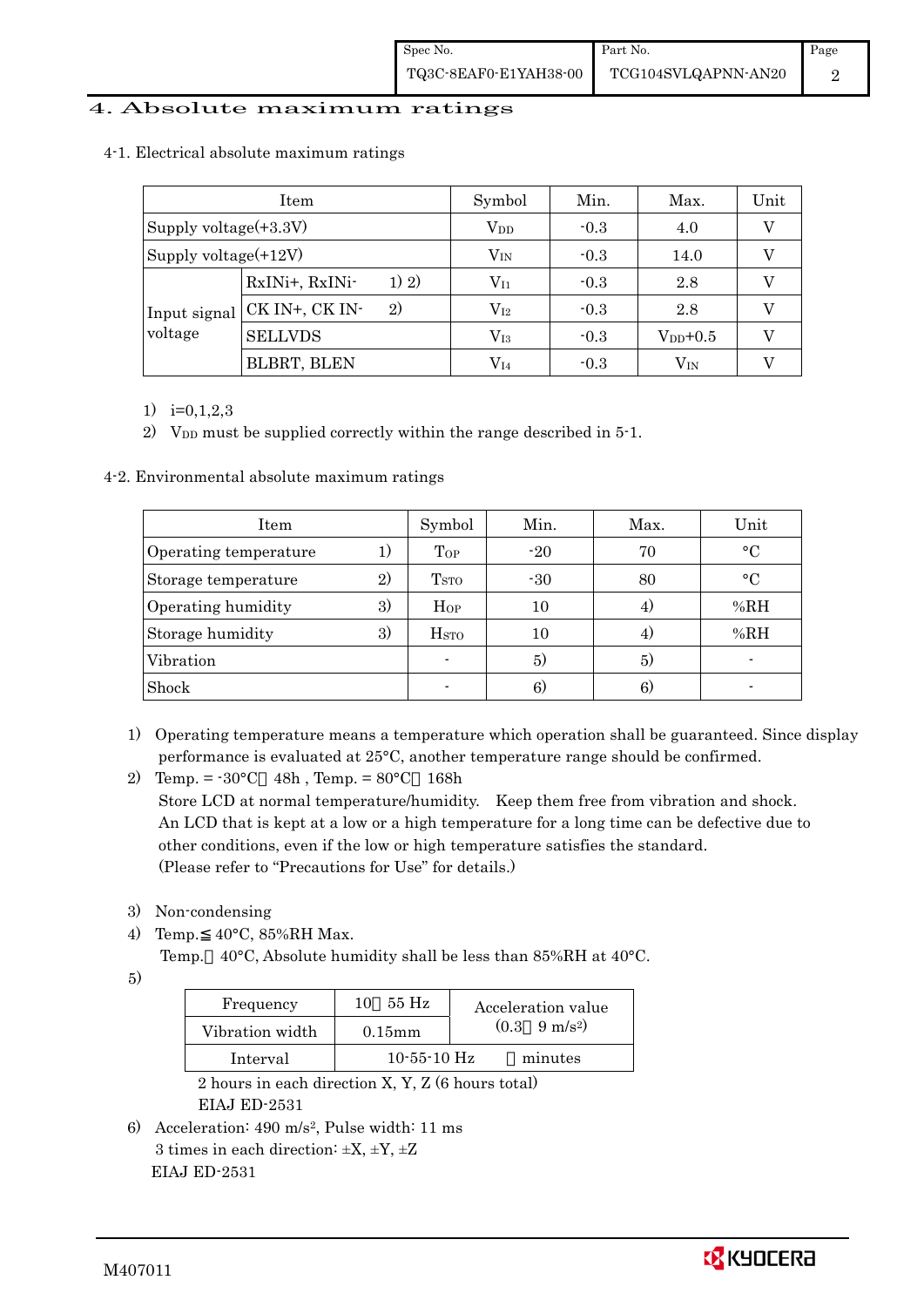# 4. Absolute maximum ratings

## 4-1. Electrical absolute maximum ratings

| Item | | Symbol | Min. | Max. | Unit |
|---|---|---|---|---|---|
| Supply voltage(+3.3V) | | $V_{DD}$ | -0.3 | 4.0 | V |
| Supply voltage(+12V) | | $V_{IN}$ | -0.3 | 14.0 | V |
| Input signal voltage | RxINi+, RxINi- 1) 2) | $V_{I1}$ | -0.3 | 2.8 | V |
| | CK IN+, CK IN- 2) | $V_{I2}$ | -0.3 | 2.8 | V |
| | SELLVDS | $V_{I3}$ | -0.3 | $V_{DD}$+0.5 | V |
| | BLBRT, BLEN | $V_{I4}$ | -0.3 | $V_{IN}$ | V |

1) i=0,1,2,3
2) $V_{DD}$ must be supplied correctly within the range described in 5-1.

## 4-2. Environmental absolute maximum ratings

| Item | Symbol | Min. | Max. | Unit |
|---|---|---|---|---|
| Operating temperature 1) | $T_{OP}$ | -20 | 70 | °C |
| Storage temperature 2) | $T_{STO}$ | -30 | 80 | °C |
| Operating humidity 3) | $H_{OP}$ | 10 | 4) | %RH |
| Storage humidity 3) | $H_{STO}$ | 10 | 4) | %RH |
| Vibration | - | 5) | 5) | - |
| Shock | - | 6) | 6) | - |

1) Operating temperature means a temperature which operation shall be guaranteed. Since display performance is evaluated at 25°C, another temperature range should be confirmed.
2) Temp. = -30°C ≦ 48h , Temp. = 80°C ≦ 168h
   Store LCD at normal temperature/humidity. Keep them free from vibration and shock.
   An LCD that is kept at a low or a high temperature for a long time can be defective due to other conditions, even if the low or high temperature satisfies the standard.
   (Please refer to "Precautions for Use" for details.)
3) Non-condensing
4) Temp.≦ 40°C, 85%RH Max.
   Temp.＞ 40°C, Absolute humidity shall be less than 85%RH at 40°C.
5)

| Frequency | 10 ～ 55 Hz | Acceleration value $(0.3 \sim 9\ m/s^2)$ |
|---|---|---|
| Vibration width | 0.15mm | |
| Interval | 10-55-10 Hz ～ minutes | |

   2 hours in each direction X, Y, Z (6 hours total)
   EIAJ ED-2531

6) Acceleration: 490 $m/s^2$, Pulse width: 11 ms
   3 times in each direction: ±X, ±Y, ±Z
   EIAJ ED-2531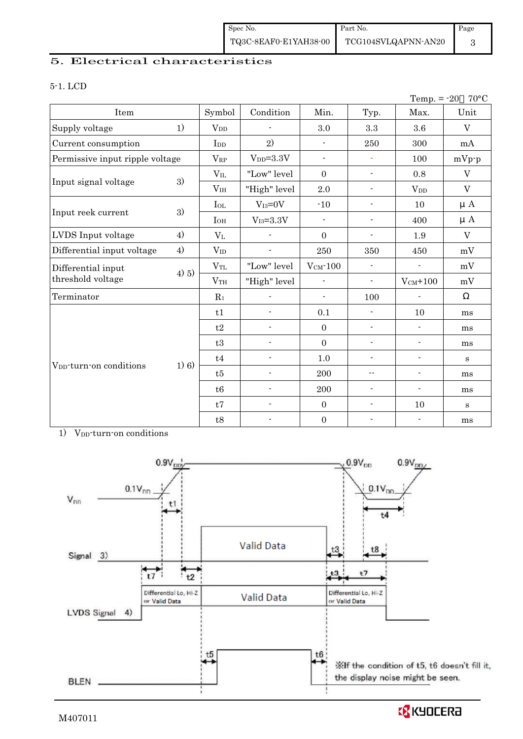## 5. Electrical characteristics

### 5-1. LCD

Temp. = -20～70°C

| Item | | Symbol | Condition | Min. | Typ. | Max. | Unit |
|---|---|---|---|---|---|---|---|
| Supply voltage | 1) | $V_{DD}$ | - | 3.0 | 3.3 | 3.6 | V |
| Current consumption | | $I_{DD}$ | 2) | - | 250 | 300 | mA |
| Permissive input ripple voltage | | $V_{RP}$ | $V_{DD}$=3.3V | - | - | 100 | mVp-p |
| Input signal voltage | 3) | $V_{IL}$ | "Low" level | 0 | - | 0.8 | V |
| | | $V_{IH}$ | "High" level | 2.0 | - | $V_{DD}$ | V |
| Input reek current | 3) | $I_{OL}$ | $V_{I3}$=0V | -10 | - | 10 | μ A |
| | | $I_{OH}$ | $V_{I3}$=3.3V | - | - | 400 | μ A |
| LVDS Input voltage | 4) | $V_L$ | - | 0 | - | 1.9 | V |
| Differential input voltage | 4) | $V_{ID}$ | - | 250 | 350 | 450 | mV |
| Differential input threshold voltage | 4) 5) | $V_{TL}$ | "Low" level | $V_{CM}$-100 | - | - | mV |
| | | $V_{TH}$ | "High" level | - | - | $V_{CM}$+100 | mV |
| Terminator | | $R_1$ | - | - | 100 | - | Ω |
| $V_{DD}$-turn-on conditions | 1) 6) | t1 | - | 0.1 | - | 10 | ms |
| | | t2 | - | 0 | - | - | ms |
| | | t3 | - | 0 | - | - | ms |
| | | t4 | - | 1.0 | - | - | s |
| | | t5 | - | 200 | -- | - | ms |
| | | t6 | - | 200 | - | - | ms |
| | | t7 | - | 0 | - | 10 | s |
| | | t8 | - | 0 | - | - | ms |

1) $V_{DD}$-turn-on conditions

※If the condition of t5, t6 doesn't fill it, the display noise might be seen.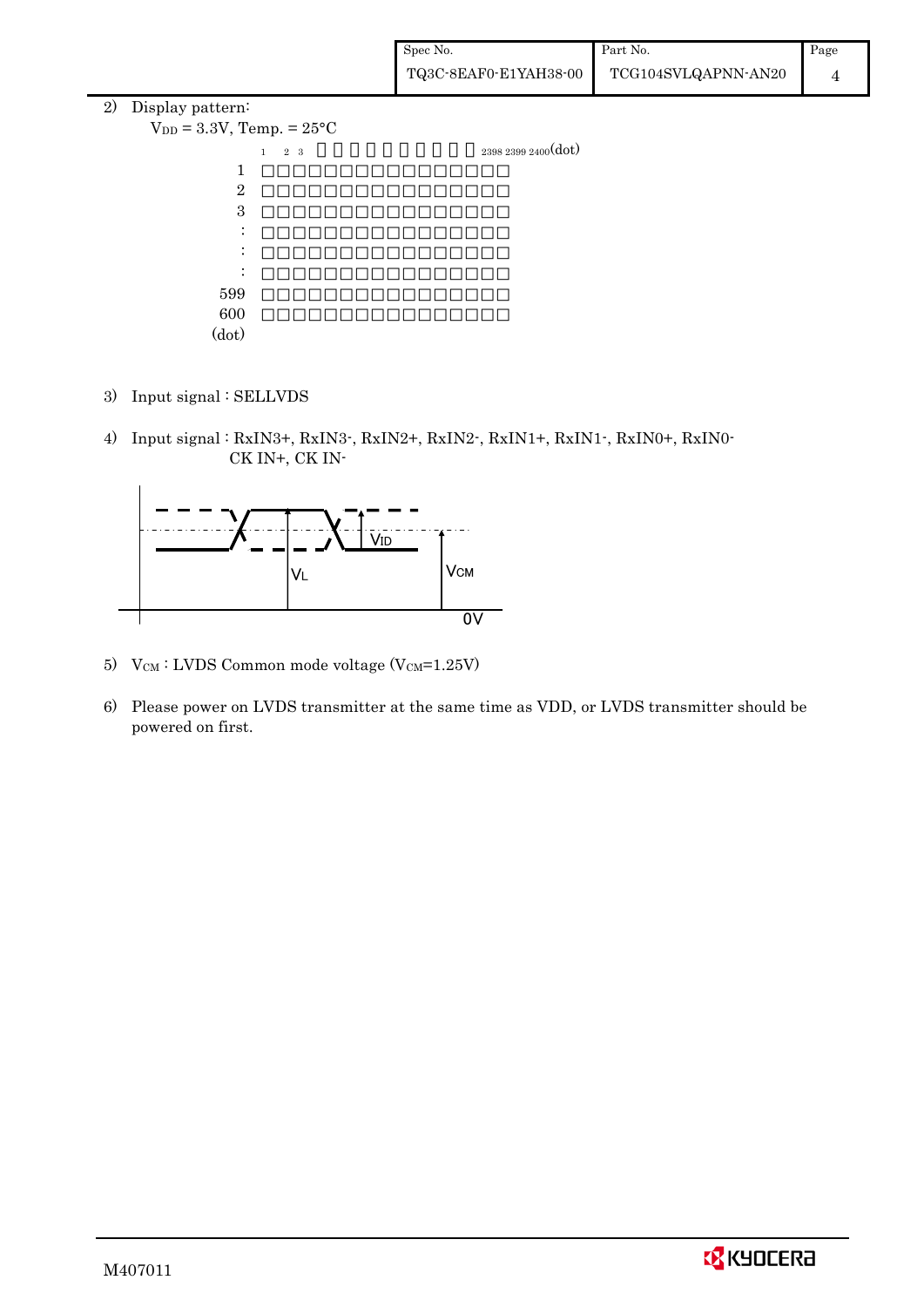2) Display pattern:

$V_{DD}$ = 3.3V, Temp. = 25°C

```
      1  2  3  □ □ □ □ □ □ □ □ □ □  2398 2399 2400(dot)
  1   □□□□□□□□□□□□□□□□
  2   □□□□□□□□□□□□□□□□
  3   □□□□□□□□□□□□□□□□
  :   □□□□□□□□□□□□□□□□
  :   □□□□□□□□□□□□□□□□
  :   □□□□□□□□□□□□□□□□
599   □□□□□□□□□□□□□□□□
600   □□□□□□□□□□□□□□□□
(dot)
```

3) Input signal : SELLVDS

4) Input signal : RxIN3+, RxIN3-, RxIN2+, RxIN2-, RxIN1+, RxIN1-, RxIN0+, RxIN0-
CK IN+, CK IN-

$V_{ID}$

$V_L$

$V_{CM}$

0V

5) $V_{CM}$ : LVDS Common mode voltage ($V_{CM}$=1.25V)

6) Please power on LVDS transmitter at the same time as VDD, or LVDS transmitter should be powered on first.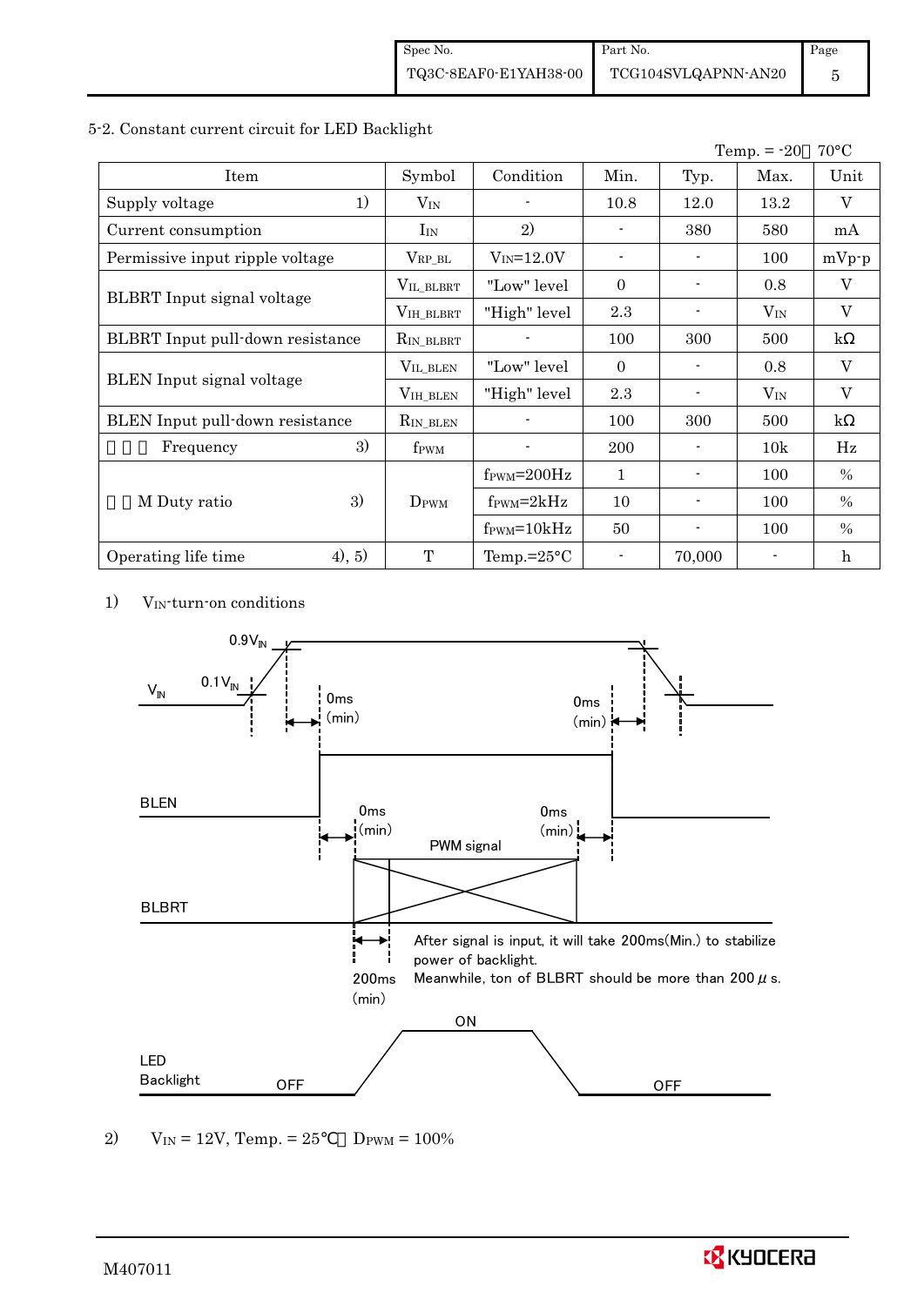## 5-2. Constant current circuit for LED Backlight

Temp. = -20～70°C

| Item | | Symbol | Condition | Min. | Typ. | Max. | Unit |
|---|---|---|---|---|---|---|---|
| Supply voltage | 1) | $V_{IN}$ | - | 10.8 | 12.0 | 13.2 | V |
| Current consumption | | $I_{IN}$ | 2) | - | 380 | 580 | mA |
| Permissive input ripple voltage | | $V_{RP\_BL}$ | $V_{IN}$=12.0V | - | - | 100 | mVp-p |
| BLBRT Input signal voltage | | $V_{IL\_BLBRT}$ | "Low" level | 0 | - | 0.8 | V |
| | | $V_{IH\_BLBRT}$ | "High" level | 2.3 | - | $V_{IN}$ | V |
| BLBRT Input pull-down resistance | | $R_{IN\_BLBRT}$ | - | 100 | 300 | 500 | kΩ |
| BLEN Input signal voltage | | $V_{IL\_BLEN}$ | "Low" level | 0 | - | 0.8 | V |
| | | $V_{IH\_BLEN}$ | "High" level | 2.3 | - | $V_{IN}$ | V |
| BLEN Input pull-down resistance | | $R_{IN\_BLEN}$ | - | 100 | 300 | 500 | kΩ |
| PWM Frequency | 3) | $f_{PWM}$ | - | 200 | - | 10k | Hz |
| PWM Duty ratio | 3) | $D_{PWM}$ | $f_{PWM}$=200Hz | 1 | - | 100 | % |
| | | | $f_{PWM}$=2kHz | 10 | - | 100 | % |
| | | | $f_{PWM}$=10kHz | 50 | - | 100 | % |
| Operating life time | 4), 5) | T | Temp.=25°C | - | 70,000 | - | h |

1) $V_{IN}$-turn-on conditions

$V_{IN}$: rises from $0.1V_{IN}$ to $0.9V_{IN}$; BLEN turns on 0ms (min) after $V_{IN}$ reaches $0.9V_{IN}$; $V_{IN}$ falls 0ms (min) after BLEN turns off.

BLEN: PWM signal on BLBRT starts 0ms (min) after BLEN turns on; BLEN turns off 0ms (min) after PWM signal ends.

BLBRT: PWM signal

200ms (min): After signal is input, it will take 200ms(Min.) to stabilize power of backlight. Meanwhile, ton of BLBRT should be more than 200 μs.

LED Backlight: OFF → ON → OFF

2) $V_{IN}$ = 12V, Temp. = 25℃, $D_{PWM}$ = 100%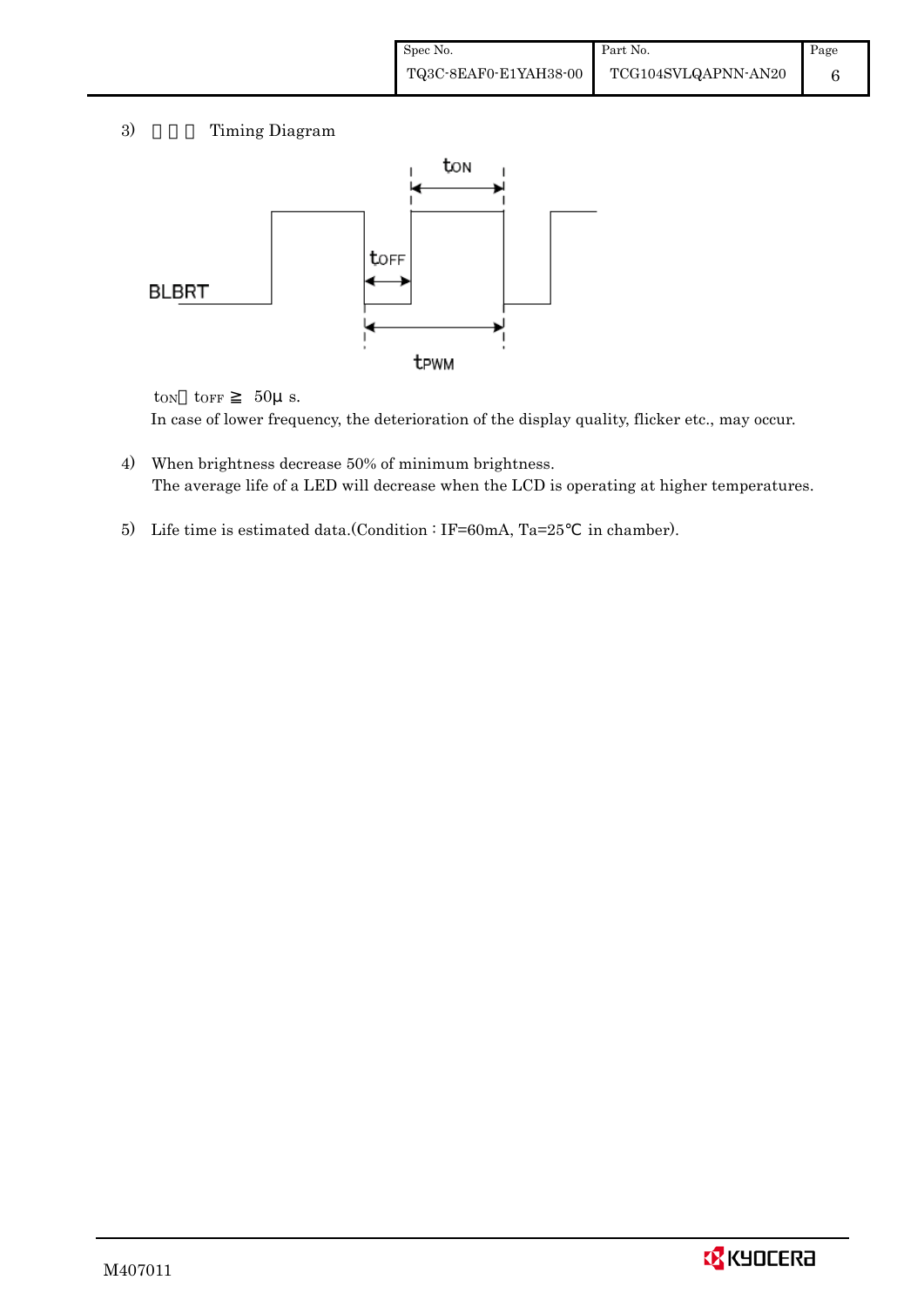3) Timing Diagram

BLBRT

$t_{ON}$

$t_{OFF}$

$t_{PWM}$

$t_{ON}$, $t_{OFF}$ ≧ 50μ s.

In case of lower frequency, the deterioration of the display quality, flicker etc., may occur.

4) When brightness decrease 50% of minimum brightness.
The average life of a LED will decrease when the LCD is operating at higher temperatures.

5) Life time is estimated data.(Condition : IF=60mA, Ta=25℃ in chamber).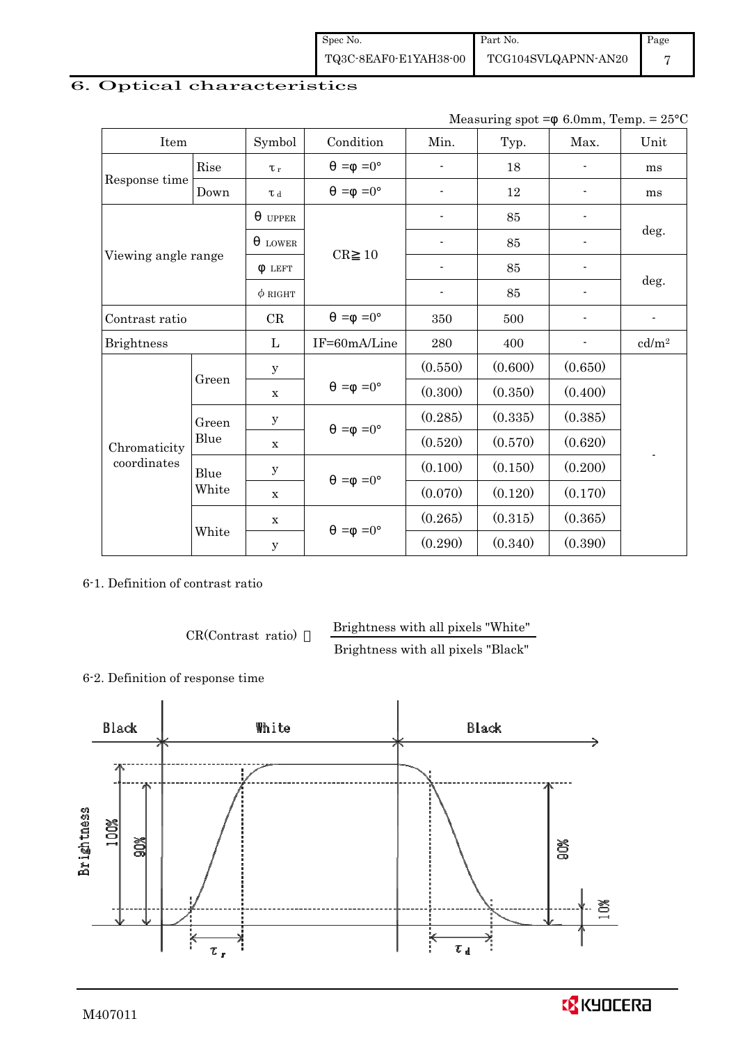## 6. Optical characteristics

Measuring spot = φ 6.0mm, Temp. = 25°C

| Item | | Symbol | Condition | Min. | Typ. | Max. | Unit |
|---|---|---|---|---|---|---|---|
| Response time | Rise | $\tau_r$ | θ = φ = 0° | - | 18 | - | ms |
| | Down | $\tau_d$ | θ = φ = 0° | - | 12 | - | ms |
| Viewing angle range | | θ UPPER | CR≧10 | - | 85 | - | deg. |
| | | θ LOWER | | - | 85 | - | |
| | | φ LEFT | | - | 85 | - | deg. |
| | | φ RIGHT | | - | 85 | - | |
| Contrast ratio | | CR | θ = φ = 0° | 350 | 500 | - | - |
| Brightness | | L | IF=60mA/Line | 280 | 400 | - | cd/m² |
| Chromaticity coordinates | Green | y | θ = φ = 0° | (0.550) | (0.600) | (0.650) | - |
| | | x | | (0.300) | (0.350) | (0.400) | |
| | Green Blue | y | θ = φ = 0° | (0.285) | (0.335) | (0.385) | |
| | | x | | (0.520) | (0.570) | (0.620) | |
| | Blue White | y | θ = φ = 0° | (0.100) | (0.150) | (0.200) | |
| | | x | | (0.070) | (0.120) | (0.170) | |
| | White | x | θ = φ = 0° | (0.265) | (0.315) | (0.365) | |
| | | y | | (0.290) | (0.340) | (0.390) | |

6-1. Definition of contrast ratio

$$\text{CR(Contrast ratio)} = \frac{\text{Brightness with all pixels "White"}}{\text{Brightness with all pixels "Black"}}$$

6-2. Definition of response time

Black — White — Black

Brightness: 100%, 90%, 10%

$\tau_r$ $\tau_d$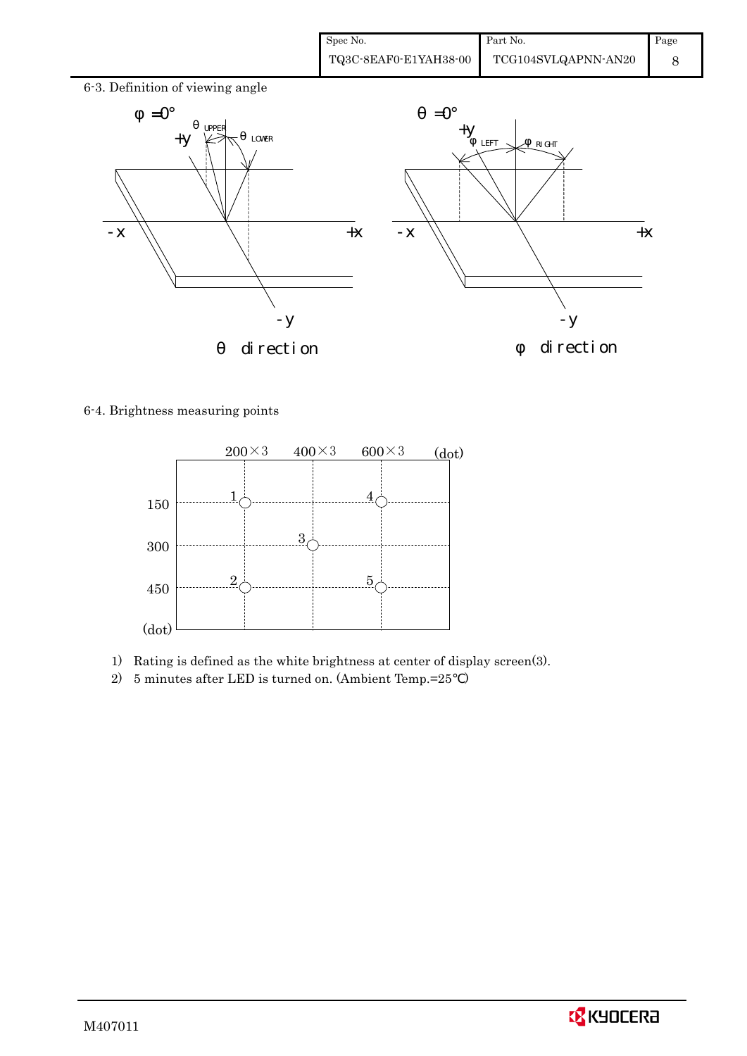6-3. Definition of viewing angle

$\phi = 0°$ — θ direction ($\theta_{UPPER}$, $\theta_{LOWER}$)

$\theta = 0°$ — φ direction ($\phi_{LEFT}$, $\phi_{RIGHT}$)

6-4. Brightness measuring points

| (dot) | 200×3 | 400×3 | 600×3 |
|---|---|---|---|
| 150 | 1 | | 4 |
| 300 | | 3 | |
| 450 | 2 | | 5 |

1) Rating is defined as the white brightness at center of display screen(3).
2) 5 minutes after LED is turned on. (Ambient Temp.=25℃)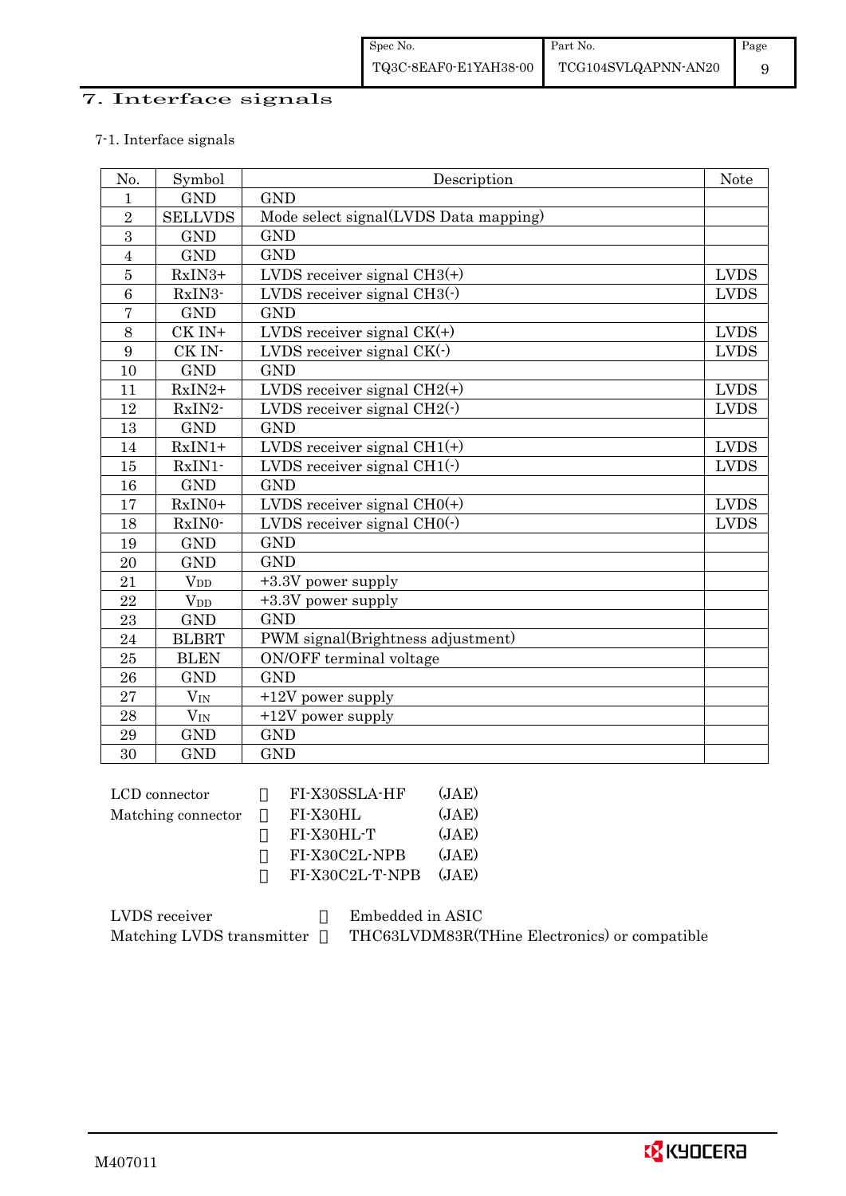# 7. Interface signals

7-1. Interface signals

| No. | Symbol | Description | Note |
|---|---|---|---|
| 1 | GND | GND | |
| 2 | SELLVDS | Mode select signal(LVDS Data mapping) | |
| 3 | GND | GND | |
| 4 | GND | GND | |
| 5 | RxIN3+ | LVDS receiver signal CH3(+) | LVDS |
| 6 | RxIN3- | LVDS receiver signal CH3(-) | LVDS |
| 7 | GND | GND | |
| 8 | CK IN+ | LVDS receiver signal CK(+) | LVDS |
| 9 | CK IN- | LVDS receiver signal CK(-) | LVDS |
| 10 | GND | GND | |
| 11 | RxIN2+ | LVDS receiver signal CH2(+) | LVDS |
| 12 | RxIN2- | LVDS receiver signal CH2(-) | LVDS |
| 13 | GND | GND | |
| 14 | RxIN1+ | LVDS receiver signal CH1(+) | LVDS |
| 15 | RxIN1- | LVDS receiver signal CH1(-) | LVDS |
| 16 | GND | GND | |
| 17 | RxIN0+ | LVDS receiver signal CH0(+) | LVDS |
| 18 | RxIN0- | LVDS receiver signal CH0(-) | LVDS |
| 19 | GND | GND | |
| 20 | GND | GND | |
| 21 | $V_{DD}$ | +3.3V power supply | |
| 22 | $V_{DD}$ | +3.3V power supply | |
| 23 | GND | GND | |
| 24 | BLBRT | PWM signal(Brightness adjustment) | |
| 25 | BLEN | ON/OFF terminal voltage | |
| 26 | GND | GND | |
| 27 | $V_{IN}$ | +12V power supply | |
| 28 | $V_{IN}$ | +12V power supply | |
| 29 | GND | GND | |
| 30 | GND | GND | |

LCD connector : FI-X30SSLA-HF (JAE)
Matching connector : FI-X30HL (JAE)
: FI-X30HL-T (JAE)
: FI-X30C2L-NPB (JAE)
: FI-X30C2L-T-NPB (JAE)

LVDS receiver : Embedded in ASIC
Matching LVDS transmitter : THC63LVDM83R(THine Electronics) or compatible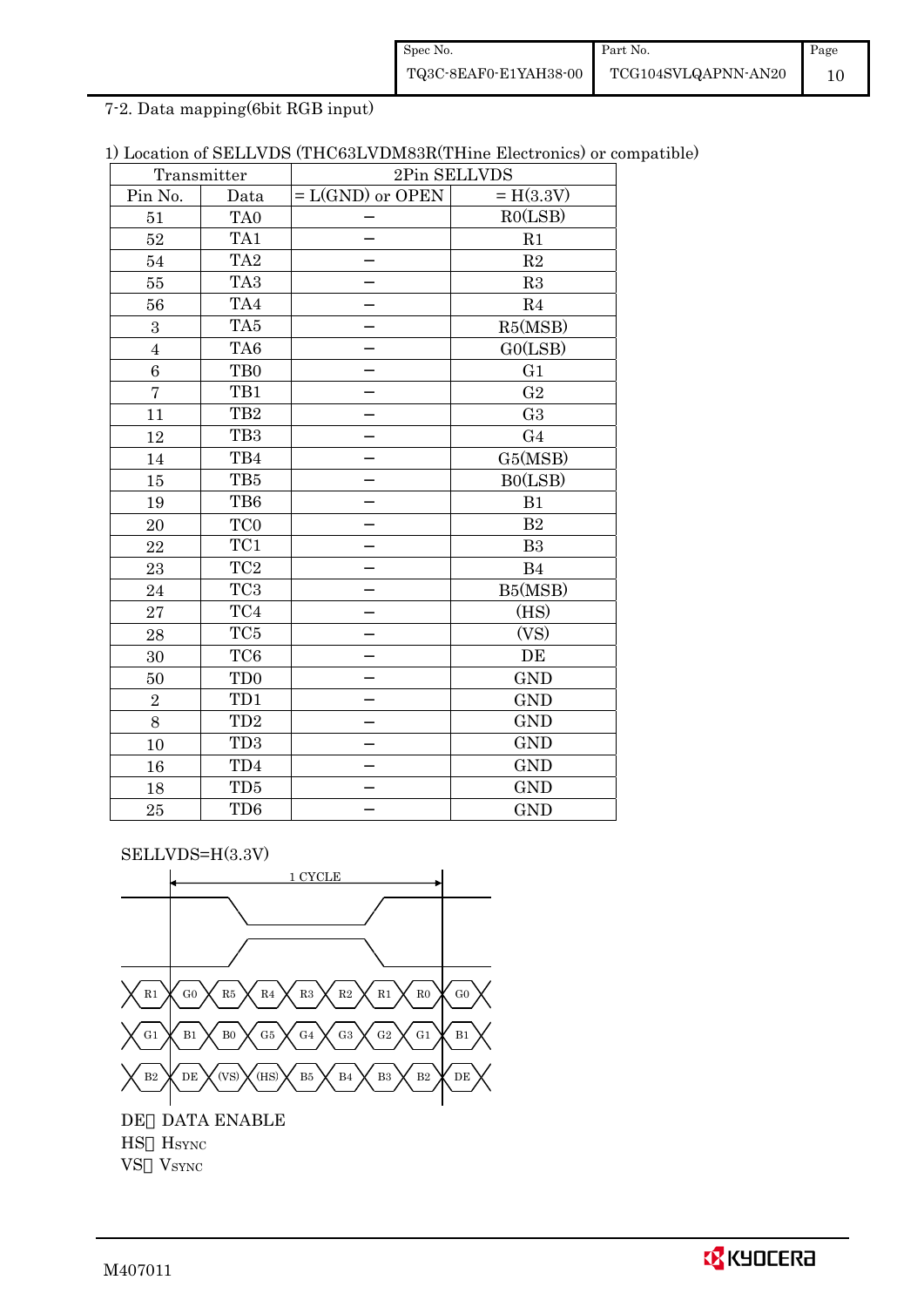## 7-2. Data mapping(6bit RGB input)

1) Location of SELLVDS (THC63LVDM83R(THine Electronics) or compatible)

| Transmitter | | 2Pin SELLVDS | |
|---|---|---|---|
| Pin No. | Data | = L(GND) or OPEN | = H(3.3V) |
| 51 | TA0 | – | R0(LSB) |
| 52 | TA1 | – | R1 |
| 54 | TA2 | – | R2 |
| 55 | TA3 | – | R3 |
| 56 | TA4 | – | R4 |
| 3 | TA5 | – | R5(MSB) |
| 4 | TA6 | – | G0(LSB) |
| 6 | TB0 | – | G1 |
| 7 | TB1 | – | G2 |
| 11 | TB2 | – | G3 |
| 12 | TB3 | – | G4 |
| 14 | TB4 | – | G5(MSB) |
| 15 | TB5 | – | B0(LSB) |
| 19 | TB6 | – | B1 |
| 20 | TC0 | – | B2 |
| 22 | TC1 | – | B3 |
| 23 | TC2 | – | B4 |
| 24 | TC3 | – | B5(MSB) |
| 27 | TC4 | – | (HS) |
| 28 | TC5 | – | (VS) |
| 30 | TC6 | – | DE |
| 50 | TD0 | – | GND |
| 2 | TD1 | – | GND |
| 8 | TD2 | – | GND |
| 10 | TD3 | – | GND |
| 16 | TD4 | – | GND |
| 18 | TD5 | – | GND |
| 25 | TD6 | – | GND |

SELLVDS=H(3.3V)

1 CYCLE

R1 | G0 | R5 | R4 | R3 | R2 | R1 | R0 | G0

G1 | B1 | B0 | G5 | G4 | G3 | G2 | G1 | B1

B2 | DE | (VS) | (HS) | B5 | B4 | B3 | B2 | DE

DE: DATA ENABLE
HS: $H_{SYNC}$
VS: $V_{SYNC}$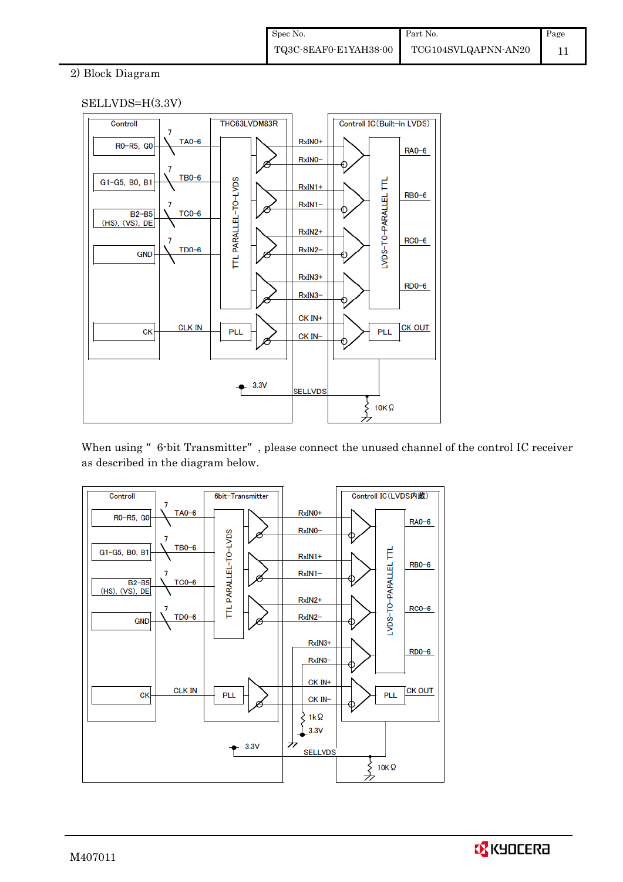2) Block Diagram

SELLVDS=H(3.3V)

When using " 6-bit Transmitter" , please connect the unused channel of the control IC receiver as described in the diagram below.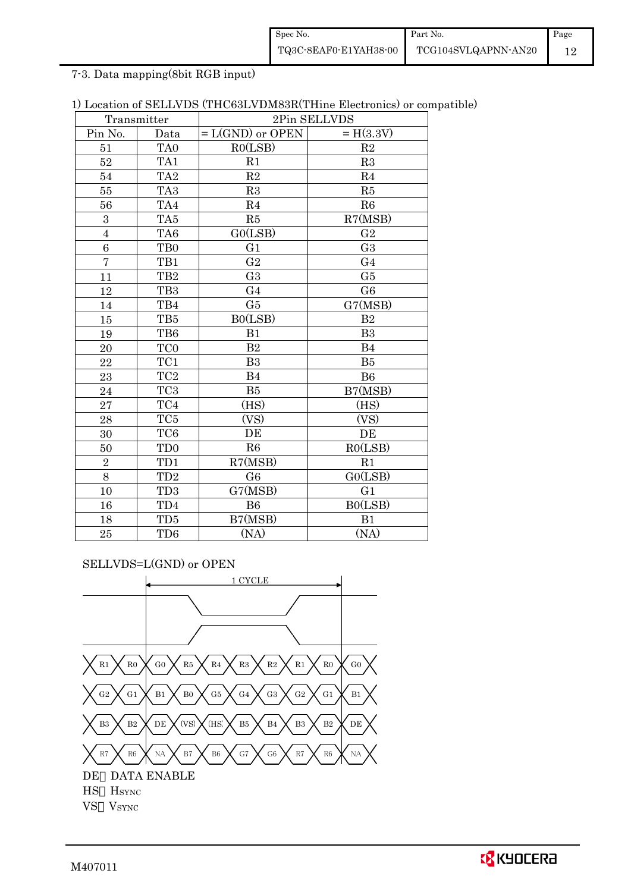7-3. Data mapping(8bit RGB input)

1) Location of SELLVDS (THC63LVDM83R(THine Electronics) or compatible)

| Transmitter | | 2Pin SELLVDS | |
|---|---|---|---|
| Pin No. | Data | = L(GND) or OPEN | = H(3.3V) |
| 51 | TA0 | R0(LSB) | R2 |
| 52 | TA1 | R1 | R3 |
| 54 | TA2 | R2 | R4 |
| 55 | TA3 | R3 | R5 |
| 56 | TA4 | R4 | R6 |
| 3 | TA5 | R5 | R7(MSB) |
| 4 | TA6 | G0(LSB) | G2 |
| 6 | TB0 | G1 | G3 |
| 7 | TB1 | G2 | G4 |
| 11 | TB2 | G3 | G5 |
| 12 | TB3 | G4 | G6 |
| 14 | TB4 | G5 | G7(MSB) |
| 15 | TB5 | B0(LSB) | B2 |
| 19 | TB6 | B1 | B3 |
| 20 | TC0 | B2 | B4 |
| 22 | TC1 | B3 | B5 |
| 23 | TC2 | B4 | B6 |
| 24 | TC3 | B5 | B7(MSB) |
| 27 | TC4 | (HS) | (HS) |
| 28 | TC5 | (VS) | (VS) |
| 30 | TC6 | DE | DE |
| 50 | TD0 | R6 | R0(LSB) |
| 2 | TD1 | R7(MSB) | R1 |
| 8 | TD2 | G6 | G0(LSB) |
| 10 | TD3 | G7(MSB) | G1 |
| 16 | TD4 | B6 | B0(LSB) |
| 18 | TD5 | B7(MSB) | B1 |
| 25 | TD6 | (NA) | (NA) |

SELLVDS=L(GND) or OPEN

1 CYCLE

R1 R0 | G0 R5 R4 R3 R2 R1 R0 | G0

G2 G1 | B1 B0 G5 G4 G3 G2 G1 | B1

B3 B2 | DE (VS) (HS) B5 B4 B3 B2 | DE

R7 R6 | NA B7 B6 G7 G6 R7 R6 | NA

DE: DATA ENABLE

HS: $H_{SYNC}$

VS: $V_{SYNC}$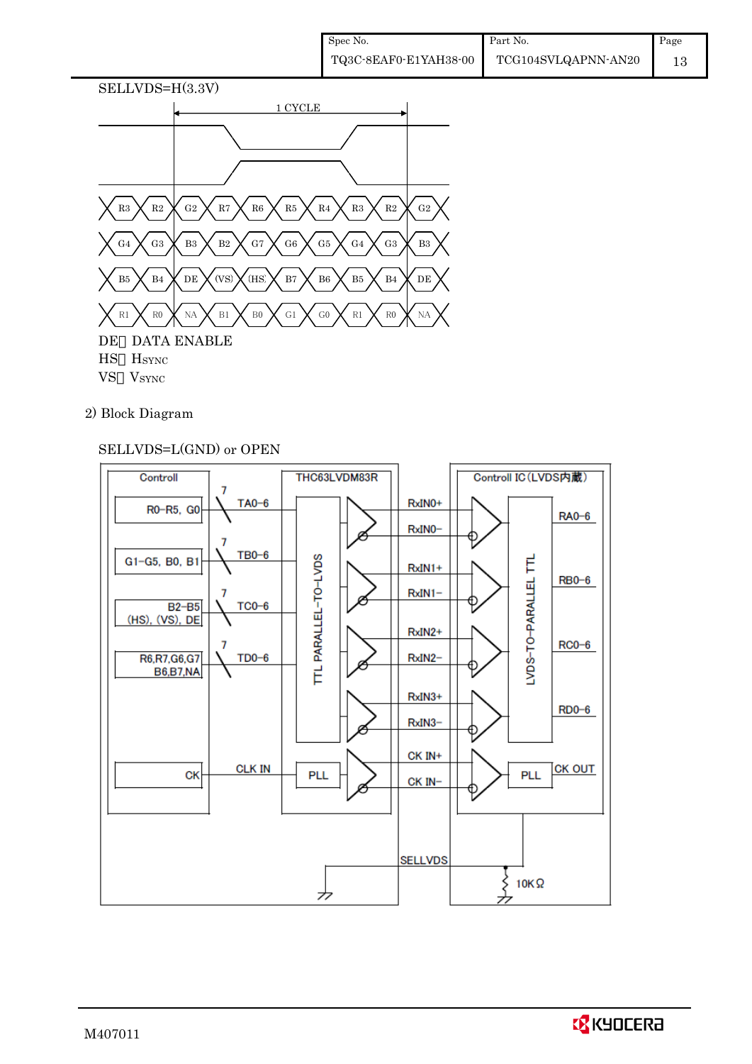SELLVDS=H(3.3V)

1 CYCLE

| R3 | R2 | G2 | R7 | R6 | R5 | R4 | R3 | R2 | G2 |
|---|---|---|---|---|---|---|---|---|---|
| G4 | G3 | B3 | B2 | G7 | G6 | G5 | G4 | G3 | B3 |
| B5 | B4 | DE | (VS) | (HS) | B7 | B6 | B5 | B4 | DE |
| R1 | R0 | NA | B1 | B0 | G1 | G0 | R1 | R0 | NA |

DE： DATA ENABLE
HS： HSYNC
VS： VSYNC

2) Block Diagram

SELLVDS=L(GND) or OPEN

Controll

R0-R5, G0 — 7 — TA0-6
G1-G5, B0, B1 — 7 — TB0-6
B2-B5 (HS), (VS), DE — 7 — TC0-6
R6,R7,G6,G7 B6,B7,NA — 7 — TD0-6
CK — CLK IN

THC63LVDM83R

TTL PARALLEL-TO-LVDS

PLL

RxIN0+, RxIN0−, RxIN1+, RxIN1−, RxIN2+, RxIN2−, RxIN3+, RxIN3−, CK IN+, CK IN−

Controll IC (LVDS内蔵)

LVDS-TO-PARALLEL TTL

RA0-6, RB0-6, RC0-6, RD0-6

PLL — CK OUT

SELLVDS

10KΩ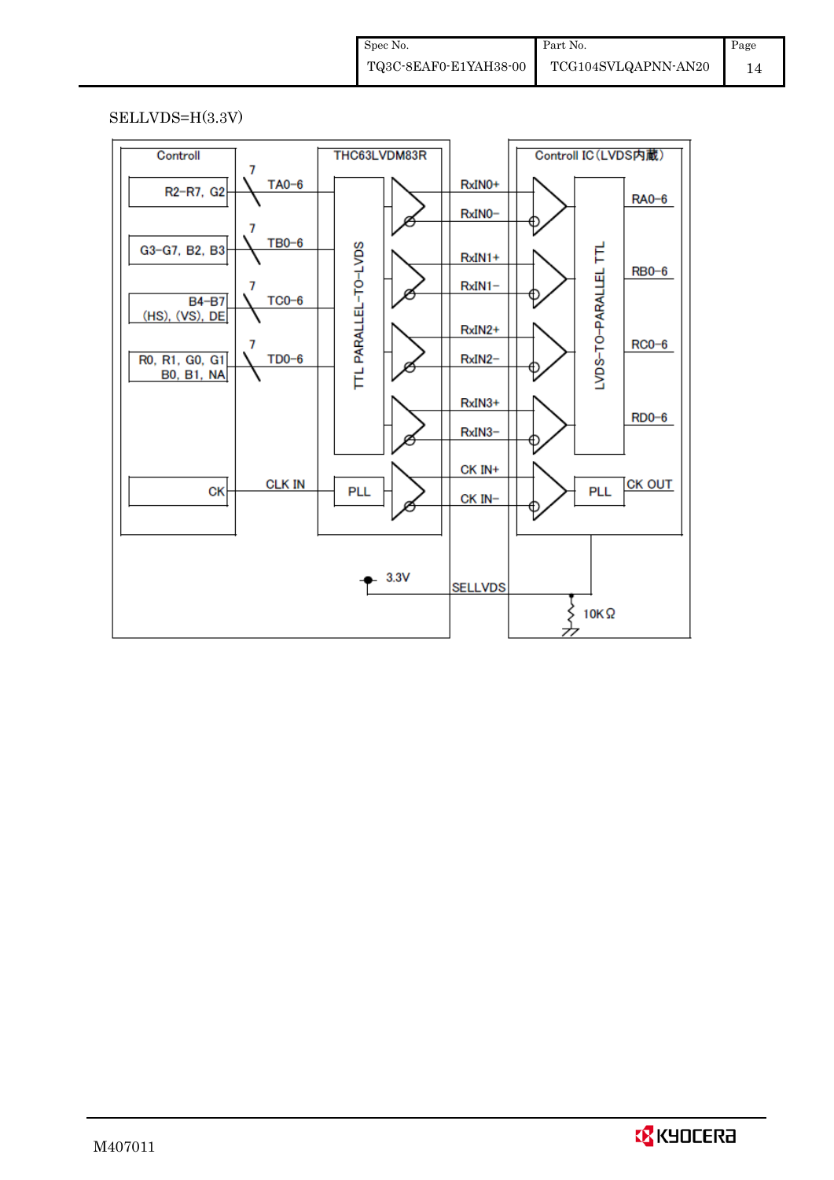SELLVDS=H(3.3V)

Controll | THC63LVDM83R | Controll IC（LVDS内蔵）

R2−R7, G2 — 7 — TA0−6
G3−G7, B2, B3 — 7 — TB0−6
B4−B7 (HS), (VS), DE — 7 — TC0−6
R0, R1, G0, G1 B0, B1, NA — 7 — TD0−6
CK — CLK IN — PLL

TTL PARALLEL−TO−LVDS

RxIN0+, RxIN0−, RxIN1+, RxIN1−, RxIN2+, RxIN2−, RxIN3+, RxIN3−, CK IN+, CK IN−

LVDS−TO−PARALLEL TTL

RA0−6, RB0−6, RC0−6, RD0−6, PLL — CK OUT

3.3V — SELLVDS — 10KΩ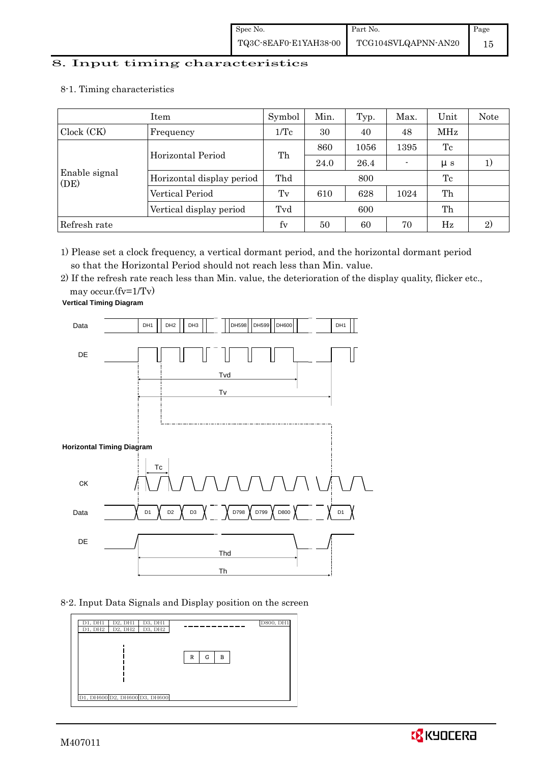# 8. Input timing characteristics

## 8-1. Timing characteristics

| Item | | Symbol | Min. | Typ. | Max. | Unit | Note |
|---|---|---|---|---|---|---|---|
| Clock (CK) | Frequency | 1/Tc | 30 | 40 | 48 | MHz | |
| Enable signal (DE) | Horizontal Period | Th | 860 | 1056 | 1395 | Tc | |
| | | | 24.0 | 26.4 | - | μs | 1) |
| | Horizontal display period | Thd | | 800 | | Tc | |
| | Vertical Period | Tv | 610 | 628 | 1024 | Th | |
| | Vertical display period | Tvd | | 600 | | Th | |
| Refresh rate | | fv | 50 | 60 | 70 | Hz | 2) |

1) Please set a clock frequency, a vertical dormant period, and the horizontal dormant period so that the Horizontal Period should not reach less than Min. value.

2) If the refresh rate reach less than Min. value, the deterioration of the display quality, flicker etc., may occur.(fv=1/Tv)

**Vertical Timing Diagram**

Data: DH1, DH2, DH3, ..., DH598, DH599, DH600, ..., DH1

DE

Tvd

Tv

**Horizontal Timing Diagram**

Tc

CK

Data: D1, D2, D3, ..., D798, D799, D800, ..., D1

DE

Thd

Th

## 8-2. Input Data Signals and Display position on the screen

| D1, DH1 | D2, DH1 | D3, DH1 | ---------- | D800, DH1 |
|---|---|---|---|---|
| D1, DH2 | D2, DH2 | D3, DH2 | | |
| | | | R G B | |
| D1, DH600 | D2, DH600 | D3, DH600 | | |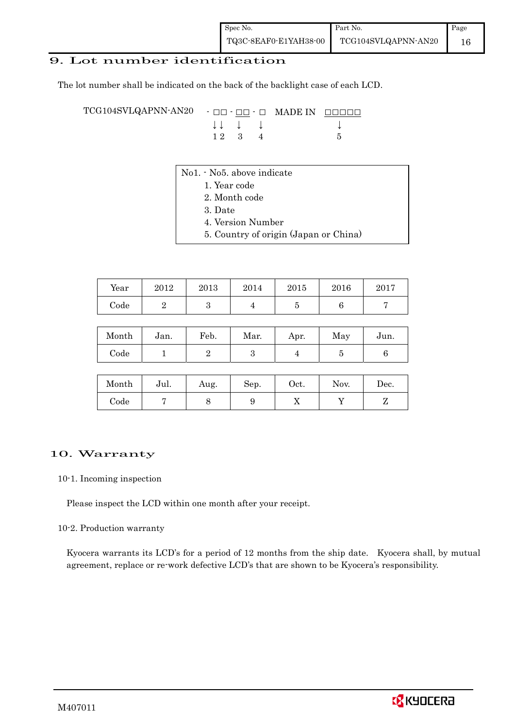# 9. Lot number identification

The lot number shall be indicated on the back of the backlight case of each LCD.

```
TCG104SVLQAPNN-AN20   - □□ - □□ - □   MADE IN  □□□□□
                        ↓↓    ↓    ↓              ↓
                        1 2   3    4              5
```

No1. - No5. above indicate

1. Year code
2. Month code
3. Date
4. Version Number
5. Country of origin (Japan or China)

| Year | 2012 | 2013 | 2014 | 2015 | 2016 | 2017 |
|---|---|---|---|---|---|---|
| Code | 2 | 3 | 4 | 5 | 6 | 7 |

| Month | Jan. | Feb. | Mar. | Apr. | May | Jun. |
|---|---|---|---|---|---|---|
| Code | 1 | 2 | 3 | 4 | 5 | 6 |

| Month | Jul. | Aug. | Sep. | Oct. | Nov. | Dec. |
|---|---|---|---|---|---|---|
| Code | 7 | 8 | 9 | X | Y | Z |

# 10. Warranty

10-1. Incoming inspection

Please inspect the LCD within one month after your receipt.

10-2. Production warranty

Kyocera warrants its LCD's for a period of 12 months from the ship date. Kyocera shall, by mutual agreement, replace or re-work defective LCD's that are shown to be Kyocera's responsibility.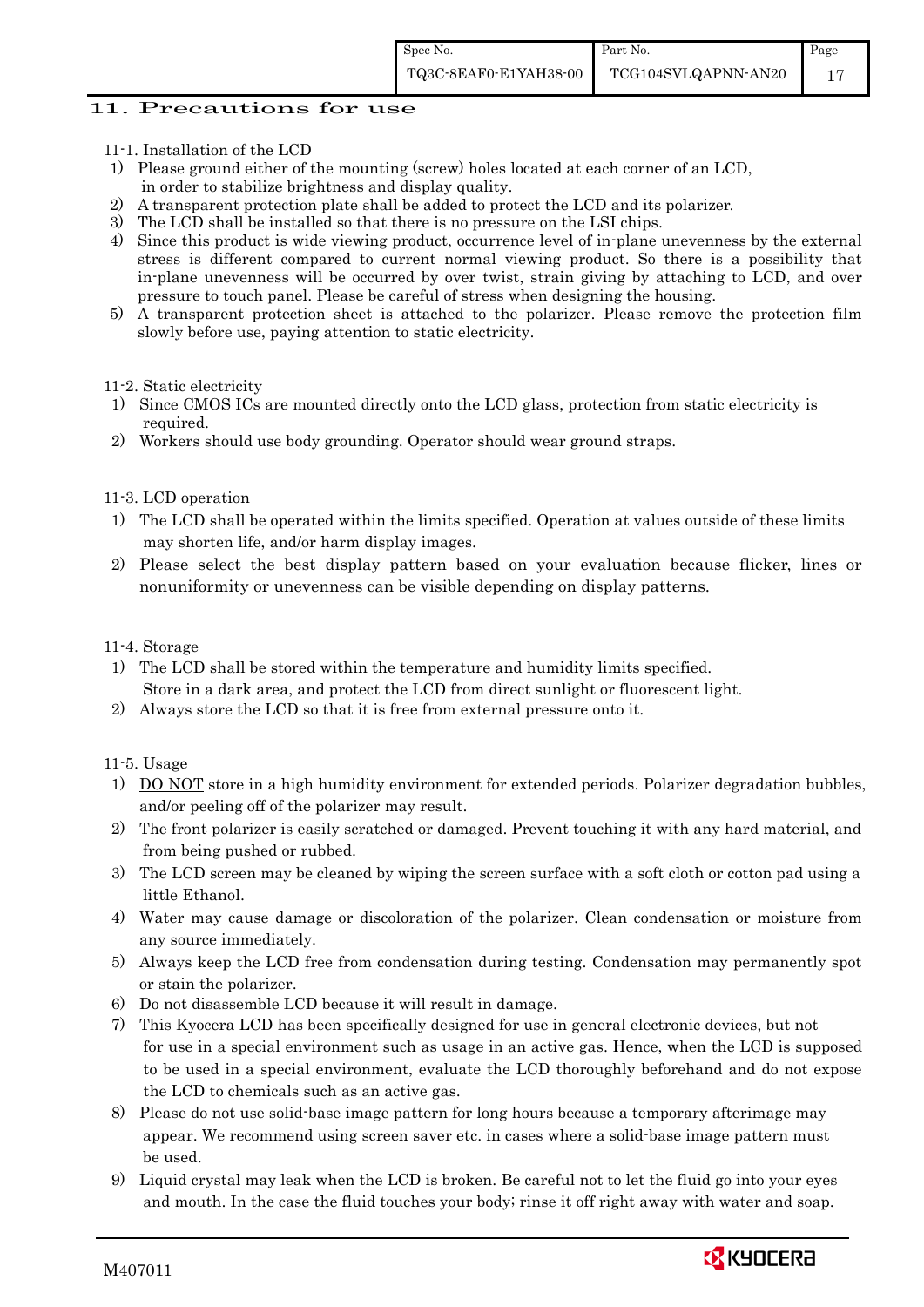## 11. Precautions for use

11-1. Installation of the LCD

1) Please ground either of the mounting (screw) holes located at each corner of an LCD, in order to stabilize brightness and display quality.
2) A transparent protection plate shall be added to protect the LCD and its polarizer.
3) The LCD shall be installed so that there is no pressure on the LSI chips.
4) Since this product is wide viewing product, occurrence level of in-plane unevenness by the external stress is different compared to current normal viewing product. So there is a possibility that in-plane unevenness will be occurred by over twist, strain giving by attaching to LCD, and over pressure to touch panel. Please be careful of stress when designing the housing.
5) A transparent protection sheet is attached to the polarizer. Please remove the protection film slowly before use, paying attention to static electricity.

11-2. Static electricity

1) Since CMOS ICs are mounted directly onto the LCD glass, protection from static electricity is required.
2) Workers should use body grounding. Operator should wear ground straps.

11-3. LCD operation

1) The LCD shall be operated within the limits specified. Operation at values outside of these limits may shorten life, and/or harm display images.
2) Please select the best display pattern based on your evaluation because flicker, lines or nonuniformity or unevenness can be visible depending on display patterns.

11-4. Storage

1) The LCD shall be stored within the temperature and humidity limits specified. Store in a dark area, and protect the LCD from direct sunlight or fluorescent light.
2) Always store the LCD so that it is free from external pressure onto it.

11-5. Usage

1) DO NOT store in a high humidity environment for extended periods. Polarizer degradation bubbles, and/or peeling off of the polarizer may result.
2) The front polarizer is easily scratched or damaged. Prevent touching it with any hard material, and from being pushed or rubbed.
3) The LCD screen may be cleaned by wiping the screen surface with a soft cloth or cotton pad using a little Ethanol.
4) Water may cause damage or discoloration of the polarizer. Clean condensation or moisture from any source immediately.
5) Always keep the LCD free from condensation during testing. Condensation may permanently spot or stain the polarizer.
6) Do not disassemble LCD because it will result in damage.
7) This Kyocera LCD has been specifically designed for use in general electronic devices, but not for use in a special environment such as usage in an active gas. Hence, when the LCD is supposed to be used in a special environment, evaluate the LCD thoroughly beforehand and do not expose the LCD to chemicals such as an active gas.
8) Please do not use solid-base image pattern for long hours because a temporary afterimage may appear. We recommend using screen saver etc. in cases where a solid-base image pattern must be used.
9) Liquid crystal may leak when the LCD is broken. Be careful not to let the fluid go into your eyes and mouth. In the case the fluid touches your body; rinse it off right away with water and soap.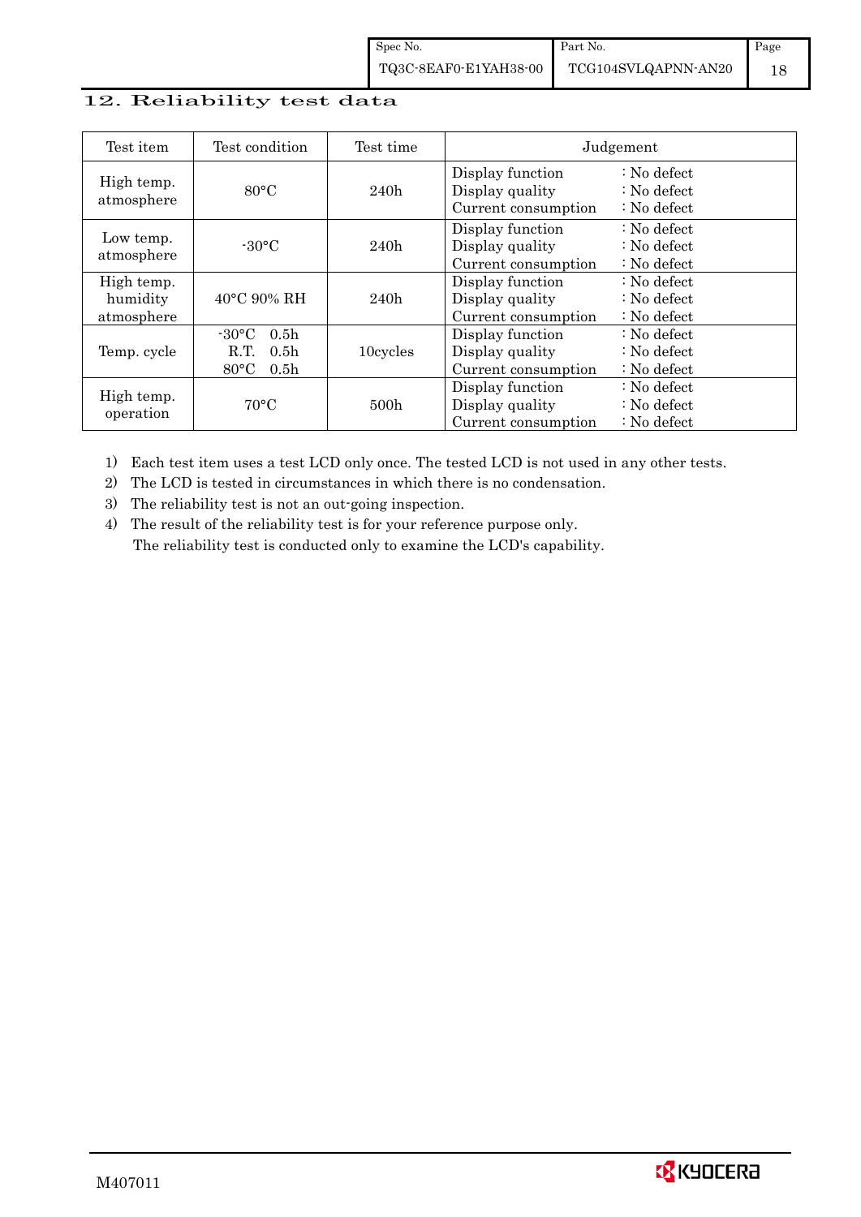## 12. Reliability test data

| Test item | Test condition | Test time | Judgement |
|---|---|---|---|
| High temp. atmosphere | 80°C | 240h | Display function : No defect<br>Display quality : No defect<br>Current consumption : No defect |
| Low temp. atmosphere | -30°C | 240h | Display function : No defect<br>Display quality : No defect<br>Current consumption : No defect |
| High temp. humidity atmosphere | 40°C 90% RH | 240h | Display function : No defect<br>Display quality : No defect<br>Current consumption : No defect |
| Temp. cycle | -30°C 0.5h<br>R.T. 0.5h<br>80°C 0.5h | 10cycles | Display function : No defect<br>Display quality : No defect<br>Current consumption : No defect |
| High temp. operation | 70°C | 500h | Display function : No defect<br>Display quality : No defect<br>Current consumption : No defect |

1) Each test item uses a test LCD only once. The tested LCD is not used in any other tests.
2) The LCD is tested in circumstances in which there is no condensation.
3) The reliability test is not an out-going inspection.
4) The result of the reliability test is for your reference purpose only.
   The reliability test is conducted only to examine the LCD's capability.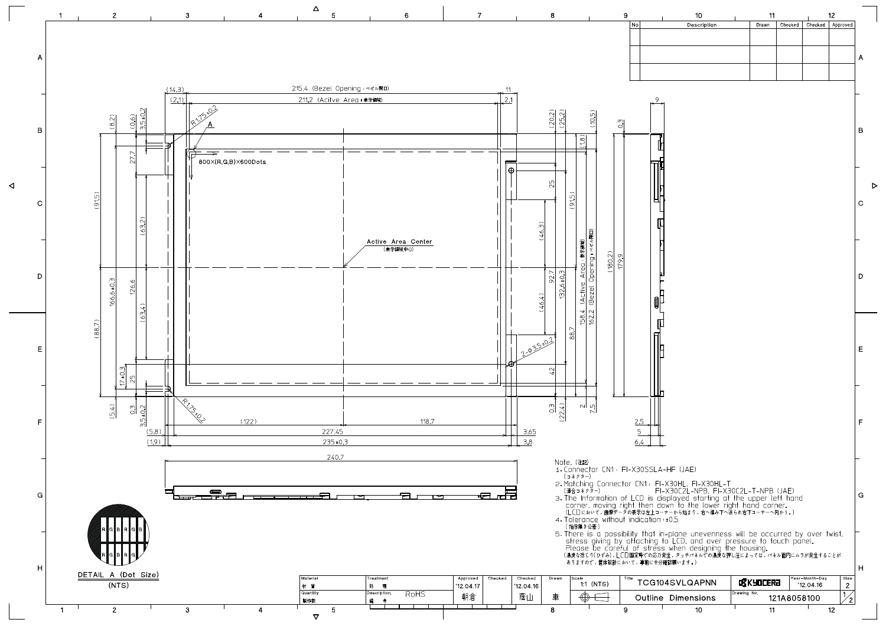| No | Description | Drawn | Checked | Checked | Approved |
|---|---|---|---|---|---|
| | | | | | |
| | | | | | |
| | | | | | |

Note. (注記)

1. Connector CN1: FI-X30SSLA-HF (JAE)
(コネクター)
2. Matching Connector CN1: FI-X30HL, FI-X30HL-T
(適合コネクター) FI-X30C2L-NPB, FI-X30C2L-T-NPB (JAE)
3. The Information of LCD is displayed starting at the upper left hand corner, moving right then down to the lower right hand corner.
(LCDにおいて、画像データの表示は左上コーナーから始まり、右へ進み下へ送られ右下コーナーへ向かう。)
4. Tolerance without indication: ±0.5
(指示無き公差)
5. There is a possibility that in-plane unevenness will be occurred by over twist, stress giving by attaching to LCD, and over pressure to touch panel. Please be careful of stress when designing the housing.
(過度な捻じり(ひずみ)、LCD固定時での応力発生、タッチパネルでの過度な押し圧によっては、パネル面内にムラが発生することがありますので、筐体設計において、事前に十分確認願います。)

DETAIL A (Dot Size)
(NTS)

| Material 材質 | Treatment 処理 | Approved | Checked | Checked | Drawn | Scale | Title | | Year-Month-Day | Size |
|---|---|---|---|---|---|---|---|---|---|---|
| | | '12.04.17 | | '12.04.16 | | 1:1 (NTS) | TCG104SVLQAPNN | KYOCERA | '12.04.16 | 2 |
| Quantity 製作数 | Description 備考: RoHS | 朝倉 | | 蔭山 | 車 | | Outline Dimensions | Drawing No. 121A8058100 | | 1/2 |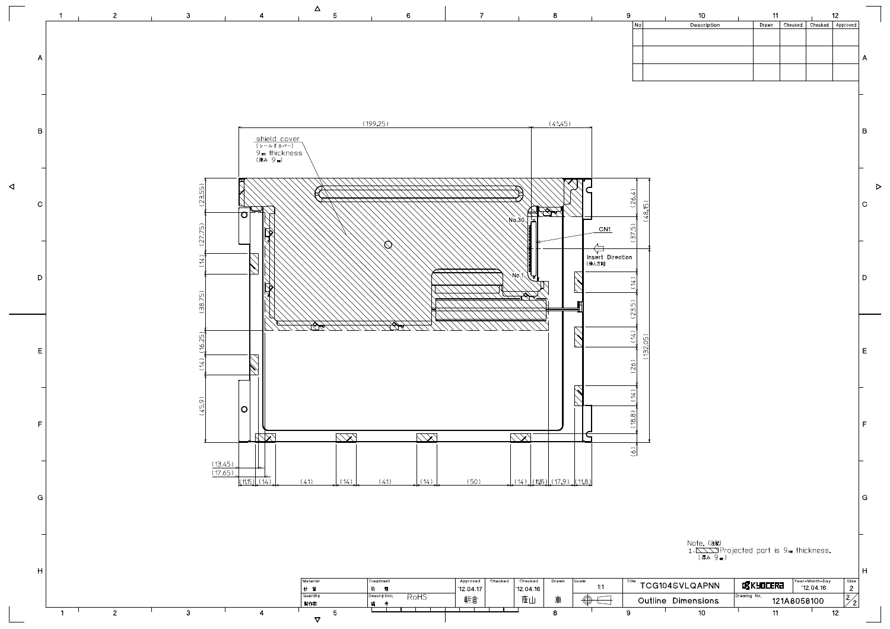| No | Description | Drawn | Checked | Checked | Approved |
|---|---|---|---|---|---|
| | | | | | |
| | | | | | |
| | | | | | |

shield cover
（シールドカバー）
9㎜ thickness
（厚み 9㎜）

(199.25)　(41.45)

No.30　No.1　CN1

Insert Direction
（挿入方向）

(23.55) (27.75) (14) (38.75) (16.25) (14) (45.9)

(26.4) (37.5) (48.15) (14) (23.5) (14) (132.05) (26) (14) (18.8) (6)

(13.45)
(17.65)
(11.15) (14) (41) (14) (41) (14) (50) (14) (11.5) (17.9) (11.8)

Note.（注記）
1. Projected part is 9㎜ thickness.
（厚み 9㎜）

| Material 材質 | Treatment 処理 | Approved | Checked | Checked | Drawn | Scale | Title | | Year-Month-Day | Size |
|---|---|---|---|---|---|---|---|---|---|---|
| | | '12.04.17 | | '12.04.16 | | 1:1 | TCG104SVLQAPNN | KYOCERA | '12.04.16 | 2 |
| Quantity 製作数 | Description 備考 RoHS | 朝倉 | | 蔭山 | 車 | | Outline Dimensions | Drawing No. 121A8058100 | | 2/2 |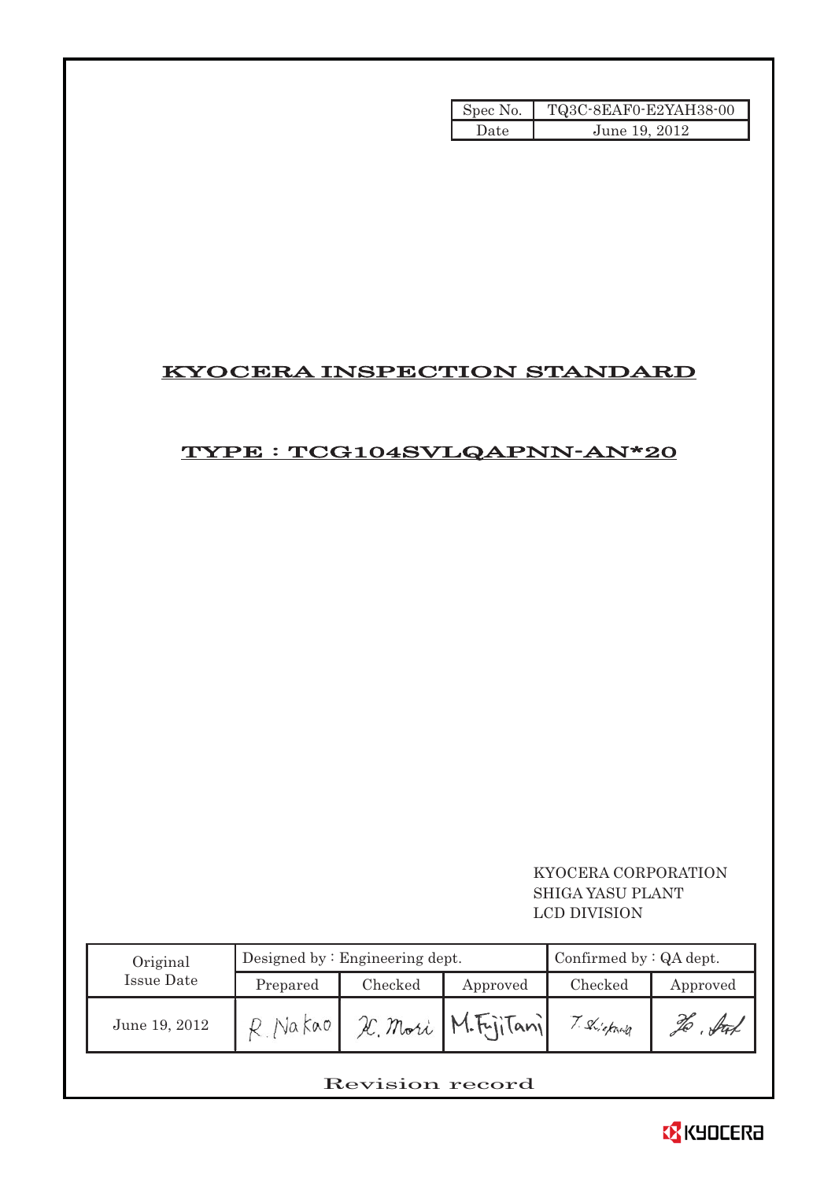| Spec No. | TQ3C-8EAF0-E2YAH38-00 |
| --- | --- |
| Date | June 19, 2012 |

# KYOCERA INSPECTION STANDARD

## TYPE : TCG104SVLQAPNN-AN*20

KYOCERA CORPORATION
SHIGA YASU PLANT
LCD DIVISION

| Original Issue Date | Designed by : Engineering dept. | | | Confirmed by : QA dept. | |
| --- | --- | --- | --- | --- | --- |
| | Prepared | Checked | Approved | Checked | Approved |
| June 19, 2012 | R. Nakao | H. Mori | M. Fujitani | T. Shiokawa | H. Sato |

Revision record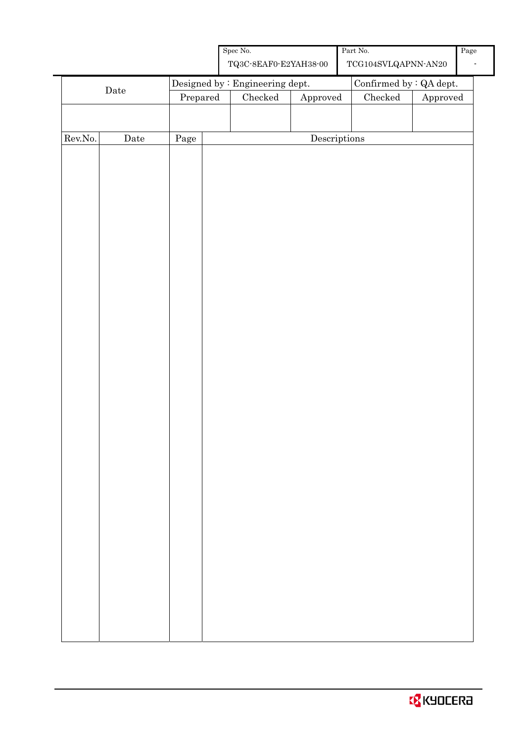| Spec No. | Part No. | Page |
| --- | --- | --- |
| TQ3C-8EAF0-E2YAH38-00 | TCG104SVLQAPNN-AN20 | - |

| Date | Designed by : Engineering dept. | | | Confirmed by : QA dept. | |
| --- | --- | --- | --- | --- | --- |
| | Prepared | Checked | Approved | Checked | Approved |
| | | | | | |

| Rev.No. | Date | Page | Descriptions |
| --- | --- | --- | --- |
| | | | |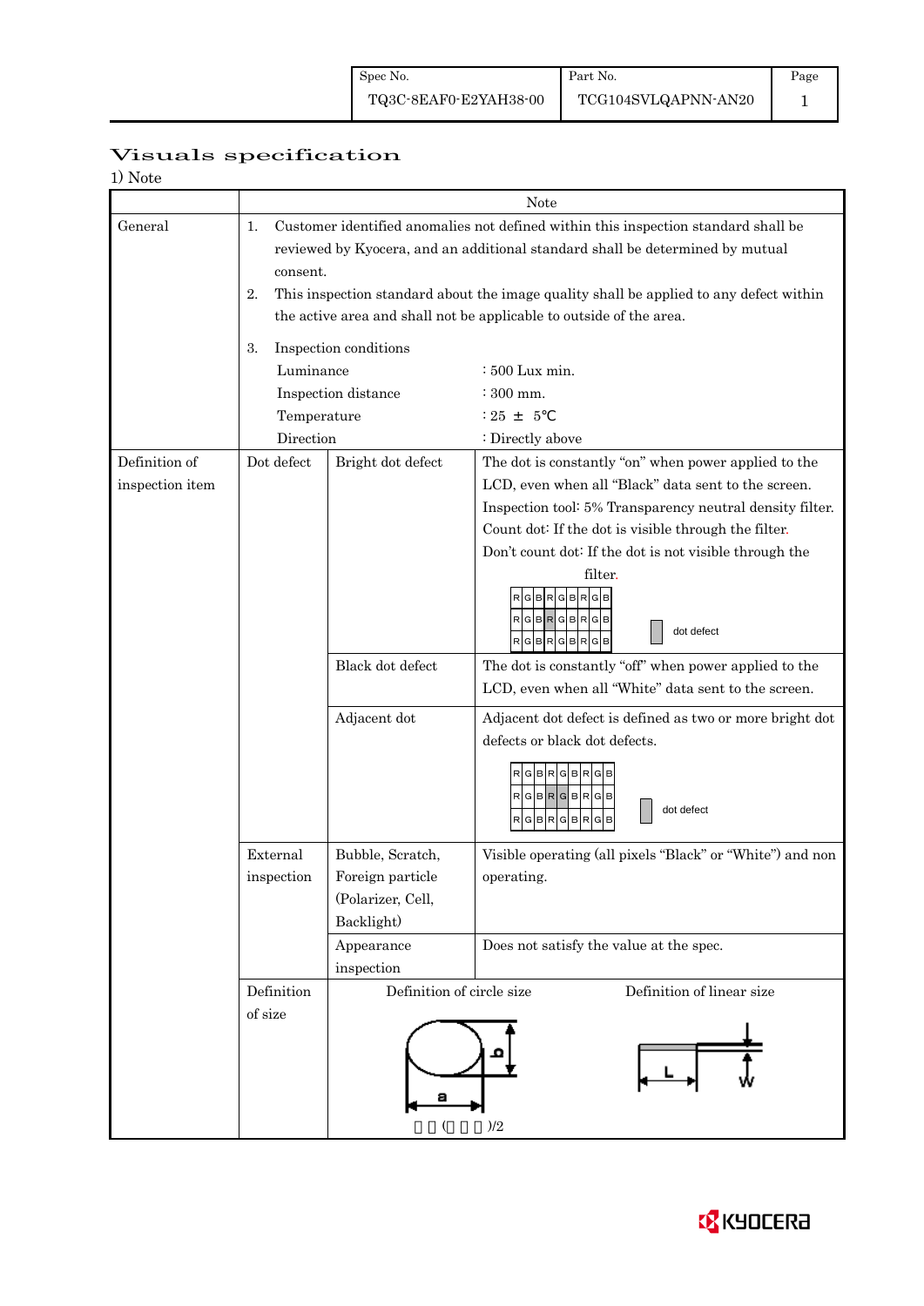## Visuals specification

1) Note

| | | | Note |
|---|---|---|---|
| General | 1. Customer identified anomalies not defined within this inspection standard shall be reviewed by Kyocera, and an additional standard shall be determined by mutual consent.<br>2. This inspection standard about the image quality shall be applied to any defect within the active area and shall not be applicable to outside of the area.<br>3. Inspection conditions<br>Luminance : 500 Lux min.<br>Inspection distance : 300 mm.<br>Temperature : 25 ± 5℃<br>Direction : Directly above | | |
| Definition of inspection item | Dot defect | Bright dot defect | The dot is constantly "on" when power applied to the LCD, even when all "Black" data sent to the screen.<br>Inspection tool: 5% Transparency neutral density filter.<br>Count dot: If the dot is visible through the filter.<br>Don't count dot: If the dot is not visible through the filter.<br>R G B R G B R G B / R G B R G B R G B / R G B R G B R G B — dot defect |
| | | Black dot defect | The dot is constantly "off" when power applied to the LCD, even when all "White" data sent to the screen. |
| | | Adjacent dot | Adjacent dot defect is defined as two or more bright dot defects or black dot defects.<br>R G B R G B R G B / R G B R G B R G B / R G B R G B R G B — dot defect |
| | External inspection | Bubble, Scratch, Foreign particle (Polarizer, Cell, Backlight) | Visible operating (all pixels "Black" or "White") and non operating. |
| | | Appearance inspection | Does not satisfy the value at the spec. |
| | Definition of size | Definition of circle size<br>a, b<br>( )/2 | Definition of linear size<br>L, W |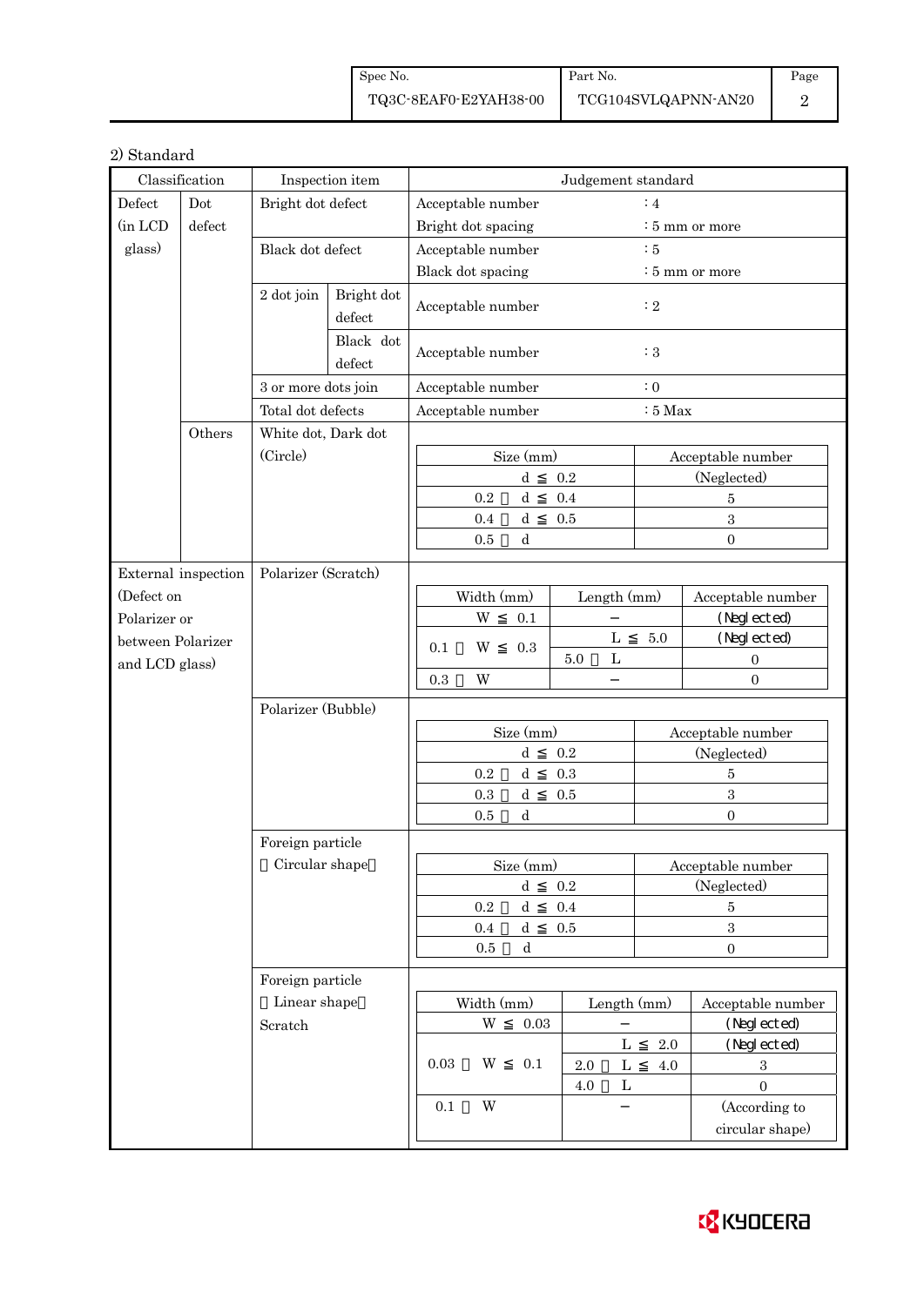2) Standard

| Classification | | Inspection item | | Judgement standard |
|---|---|---|---|---|
| Defect (in LCD glass) | Dot defect | Bright dot defect | | Acceptable number : 4<br>Bright dot spacing : 5 mm or more |
| | | Black dot defect | | Acceptable number : 5<br>Black dot spacing : 5 mm or more |
| | | 2 dot join | Bright dot defect | Acceptable number : 2 |
| | | | Black dot defect | Acceptable number : 3 |
| | | 3 or more dots join | | Acceptable number : 0 |
| | | Total dot defects | | Acceptable number : 5 Max |
| | Others | White dot, Dark dot (Circle) | | See table below |
| External inspection (Defect on Polarizer or between Polarizer and LCD glass) | | Polarizer (Scratch) | | See table below |
| | | Polarizer (Bubble) | | See table below |
| | | Foreign particle (Circular shape) | | See table below |
| | | Foreign particle (Linear shape) Scratch | | See table below |

White dot, Dark dot (Circle)

| Size (mm) | Acceptable number |
|---|---|
| $d \leqq 0.2$ | (Neglected) |
| $0.2 < d \leqq 0.4$ | 5 |
| $0.4 < d \leqq 0.5$ | 3 |
| $0.5 < d$ | 0 |

Polarizer (Scratch)

| Width (mm) | Length (mm) | Acceptable number |
|---|---|---|
| $W \leqq 0.1$ | − | (Neglected) |
| $0.1 < W \leqq 0.3$ | $L \leqq 5.0$ | (Neglected) |
| | $5.0 < L$ | 0 |
| $0.3 < W$ | − | 0 |

Polarizer (Bubble)

| Size (mm) | Acceptable number |
|---|---|
| $d \leqq 0.2$ | (Neglected) |
| $0.2 < d \leqq 0.3$ | 5 |
| $0.3 < d \leqq 0.5$ | 3 |
| $0.5 < d$ | 0 |

Foreign particle (Circular shape)

| Size (mm) | Acceptable number |
|---|---|
| $d \leqq 0.2$ | (Neglected) |
| $0.2 < d \leqq 0.4$ | 5 |
| $0.4 < d \leqq 0.5$ | 3 |
| $0.5 < d$ | 0 |

Foreign particle (Linear shape) Scratch

| Width (mm) | Length (mm) | Acceptable number |
|---|---|---|
| $W \leqq 0.03$ | − | (Neglected) |
| $0.03 < W \leqq 0.1$ | $L \leqq 2.0$ | (Neglected) |
| | $2.0 < L \leqq 4.0$ | 3 |
| | $4.0 < L$ | 0 |
| $0.1 < W$ | − | (According to circular shape) |